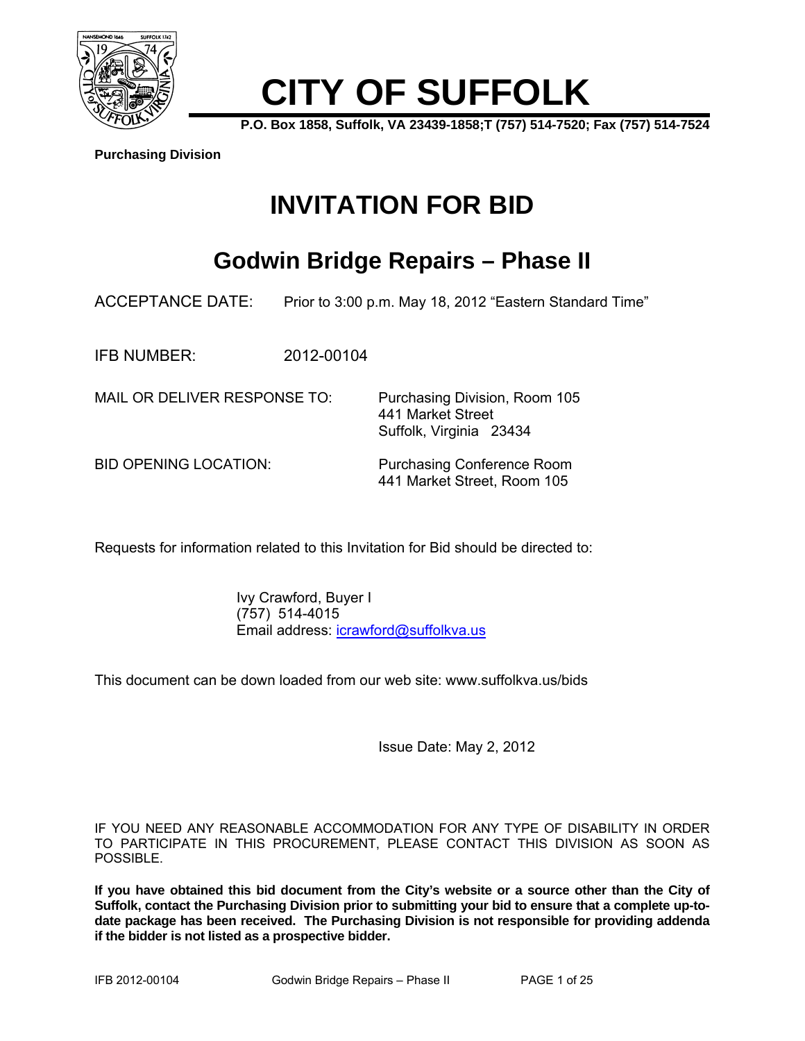# CITY OF SUFFOLK

**P.O. Box 1858, Suffolk, VA 23439-1858;T (757) 514-7520; Fax (757) 514-7524**

**Purchasing Division**

# INVITATION FOR BID

## Godwin Bridge Repairs – Phase II

ACCEPTANCE DATE: Prior to 3:00 p.m. May 18, 2012 "Eastern Standard Time"

IFB NUMBER: 2012-00104

MAIL OR DELIVER RESPONSE TO: Purchasing Division, Room 105
441 Market Street
Suffolk, Virginia 23434

BID OPENING LOCATION: Purchasing Conference Room
441 Market Street, Room 105

Requests for information related to this Invitation for Bid should be directed to:

Ivy Crawford, Buyer I
(757) 514-4015
Email address: icrawford@suffolkva.us

This document can be down loaded from our web site: www.suffolkva.us/bids

Issue Date: May 2, 2012

IF YOU NEED ANY REASONABLE ACCOMMODATION FOR ANY TYPE OF DISABILITY IN ORDER TO PARTICIPATE IN THIS PROCUREMENT, PLEASE CONTACT THIS DIVISION AS SOON AS POSSIBLE.

**If you have obtained this bid document from the City's website or a source other than the City of Suffolk, contact the Purchasing Division prior to submitting your bid to ensure that a complete up-to-date package has been received. The Purchasing Division is not responsible for providing addenda if the bidder is not listed as a prospective bidder.**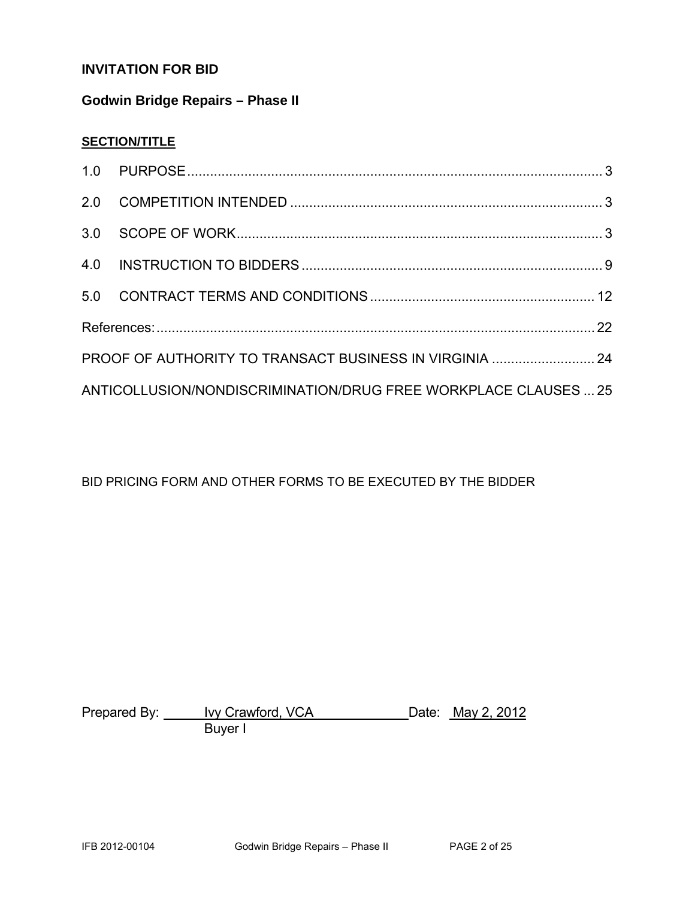**INVITATION FOR BID**

**Godwin Bridge Repairs – Phase II**

**SECTION/TITLE**

1.0 PURPOSE ........................................................ 3

2.0 COMPETITION INTENDED ........................................................ 3

3.0 SCOPE OF WORK ........................................................ 3

4.0 INSTRUCTION TO BIDDERS ........................................................ 9

5.0 CONTRACT TERMS AND CONDITIONS ........................................................ 12

References: ........................................................ 22

PROOF OF AUTHORITY TO TRANSACT BUSINESS IN VIRGINIA ........................................................ 24

ANTICOLLUSION/NONDISCRIMINATION/DRUG FREE WORKPLACE CLAUSES ... 25

BID PRICING FORM AND OTHER FORMS TO BE EXECUTED BY THE BIDDER

Prepared By: Ivy Crawford, VCA Date: May 2, 2012
Buyer I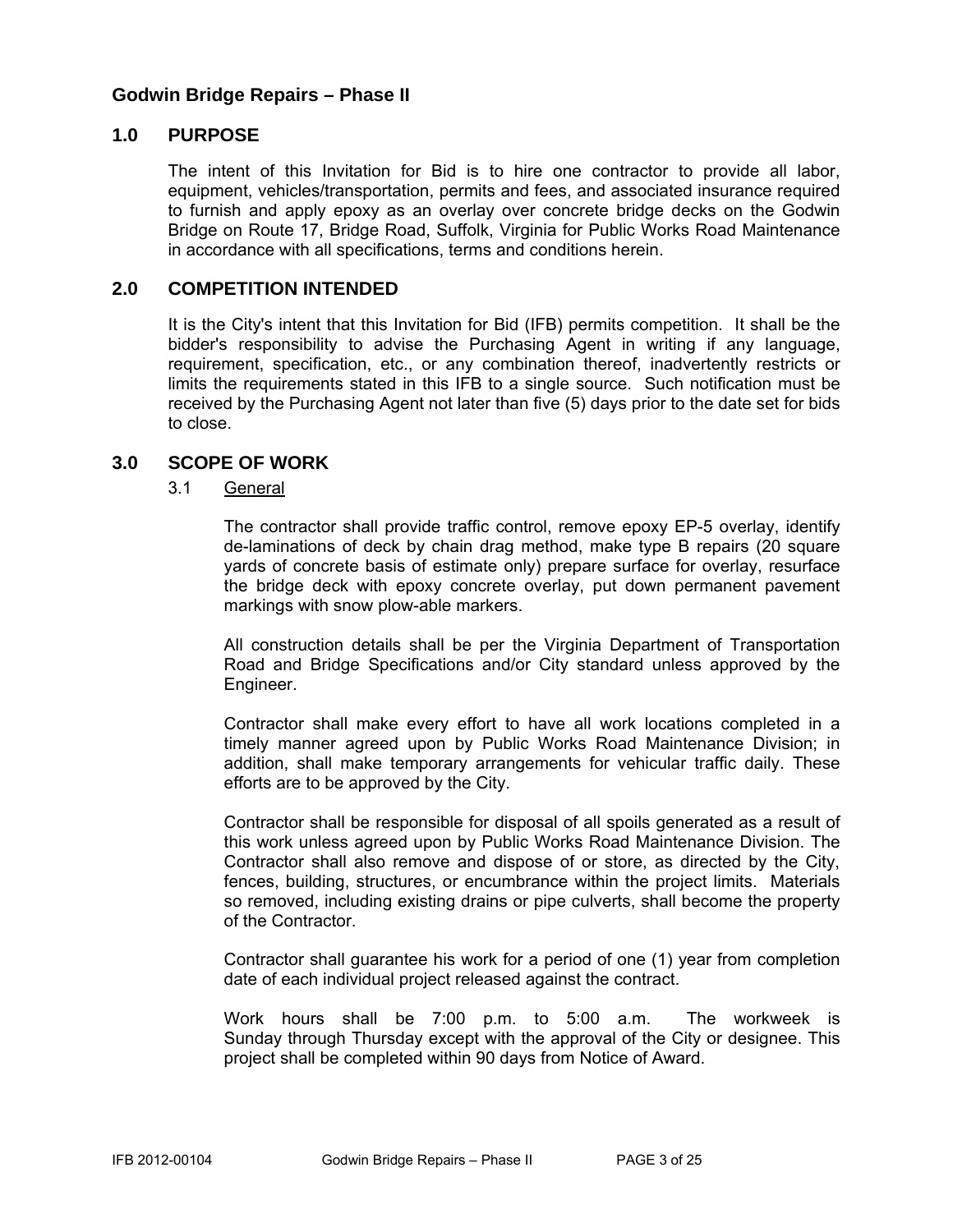## Godwin Bridge Repairs – Phase II

## 1.0 PURPOSE

The intent of this Invitation for Bid is to hire one contractor to provide all labor, equipment, vehicles/transportation, permits and fees, and associated insurance required to furnish and apply epoxy as an overlay over concrete bridge decks on the Godwin Bridge on Route 17, Bridge Road, Suffolk, Virginia for Public Works Road Maintenance in accordance with all specifications, terms and conditions herein.

## 2.0 COMPETITION INTENDED

It is the City's intent that this Invitation for Bid (IFB) permits competition. It shall be the bidder's responsibility to advise the Purchasing Agent in writing if any language, requirement, specification, etc., or any combination thereof, inadvertently restricts or limits the requirements stated in this IFB to a single source. Such notification must be received by the Purchasing Agent not later than five (5) days prior to the date set for bids to close.

## 3.0 SCOPE OF WORK

### 3.1 General

The contractor shall provide traffic control, remove epoxy EP-5 overlay, identify de-laminations of deck by chain drag method, make type B repairs (20 square yards of concrete basis of estimate only) prepare surface for overlay, resurface the bridge deck with epoxy concrete overlay, put down permanent pavement markings with snow plow-able markers.

All construction details shall be per the Virginia Department of Transportation Road and Bridge Specifications and/or City standard unless approved by the Engineer.

Contractor shall make every effort to have all work locations completed in a timely manner agreed upon by Public Works Road Maintenance Division; in addition, shall make temporary arrangements for vehicular traffic daily. These efforts are to be approved by the City.

Contractor shall be responsible for disposal of all spoils generated as a result of this work unless agreed upon by Public Works Road Maintenance Division. The Contractor shall also remove and dispose of or store, as directed by the City, fences, building, structures, or encumbrance within the project limits. Materials so removed, including existing drains or pipe culverts, shall become the property of the Contractor.

Contractor shall guarantee his work for a period of one (1) year from completion date of each individual project released against the contract.

Work hours shall be 7:00 p.m. to 5:00 a.m. The workweek is Sunday through Thursday except with the approval of the City or designee. This project shall be completed within 90 days from Notice of Award.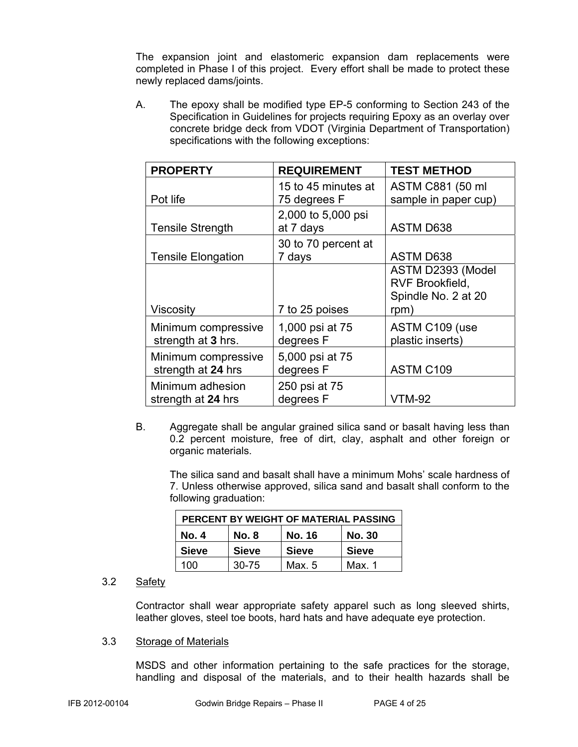The expansion joint and elastomeric expansion dam replacements were completed in Phase I of this project. Every effort shall be made to protect these newly replaced dams/joints.

A. The epoxy shall be modified type EP-5 conforming to Section 243 of the Specification in Guidelines for projects requiring Epoxy as an overlay over concrete bridge deck from VDOT (Virginia Department of Transportation) specifications with the following exceptions:

| PROPERTY | REQUIREMENT | TEST METHOD |
|---|---|---|
| Pot life | 15 to 45 minutes at 75 degrees F | ASTM C881 (50 ml sample in paper cup) |
| Tensile Strength | 2,000 to 5,000 psi at 7 days | ASTM D638 |
| Tensile Elongation | 30 to 70 percent at 7 days | ASTM D638 |
| Viscosity | 7 to 25 poises | ASTM D2393 (Model RVF Brookfield, Spindle No. 2 at 20 rpm) |
| Minimum compressive strength at **3** hrs. | 1,000 psi at 75 degrees F | ASTM C109 (use plastic inserts) |
| Minimum compressive strength at **24** hrs | 5,000 psi at 75 degrees F | ASTM C109 |
| Minimum adhesion strength at **24** hrs | 250 psi at 75 degrees F | VTM-92 |

B. Aggregate shall be angular grained silica sand or basalt having less than 0.2 percent moisture, free of dirt, clay, asphalt and other foreign or organic materials.

The silica sand and basalt shall have a minimum Mohs' scale hardness of 7. Unless otherwise approved, silica sand and basalt shall conform to the following graduation:

| PERCENT BY WEIGHT OF MATERIAL PASSING | | | |
|---|---|---|---|
| **No. 4 Sieve** | **No. 8 Sieve** | **No. 16 Sieve** | **No. 30 Sieve** |
| 100 | 30-75 | Max. 5 | Max. 1 |

3.2 Safety

Contractor shall wear appropriate safety apparel such as long sleeved shirts, leather gloves, steel toe boots, hard hats and have adequate eye protection.

3.3 Storage of Materials

MSDS and other information pertaining to the safe practices for the storage, handling and disposal of the materials, and to their health hazards shall be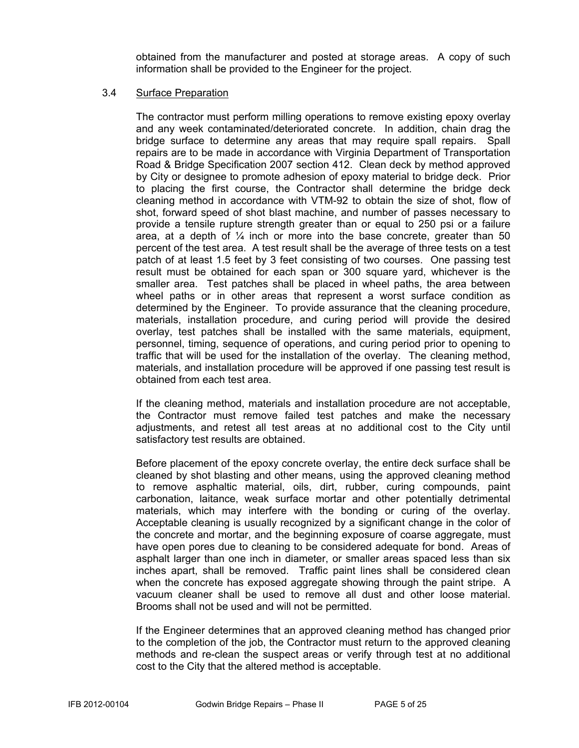obtained from the manufacturer and posted at storage areas. A copy of such information shall be provided to the Engineer for the project.

### 3.4 Surface Preparation

The contractor must perform milling operations to remove existing epoxy overlay and any week contaminated/deteriorated concrete. In addition, chain drag the bridge surface to determine any areas that may require spall repairs. Spall repairs are to be made in accordance with Virginia Department of Transportation Road & Bridge Specification 2007 section 412. Clean deck by method approved by City or designee to promote adhesion of epoxy material to bridge deck. Prior to placing the first course, the Contractor shall determine the bridge deck cleaning method in accordance with VTM-92 to obtain the size of shot, flow of shot, forward speed of shot blast machine, and number of passes necessary to provide a tensile rupture strength greater than or equal to 250 psi or a failure area, at a depth of ¼ inch or more into the base concrete, greater than 50 percent of the test area. A test result shall be the average of three tests on a test patch of at least 1.5 feet by 3 feet consisting of two courses. One passing test result must be obtained for each span or 300 square yard, whichever is the smaller area. Test patches shall be placed in wheel paths, the area between wheel paths or in other areas that represent a worst surface condition as determined by the Engineer. To provide assurance that the cleaning procedure, materials, installation procedure, and curing period will provide the desired overlay, test patches shall be installed with the same materials, equipment, personnel, timing, sequence of operations, and curing period prior to opening to traffic that will be used for the installation of the overlay. The cleaning method, materials, and installation procedure will be approved if one passing test result is obtained from each test area.

If the cleaning method, materials and installation procedure are not acceptable, the Contractor must remove failed test patches and make the necessary adjustments, and retest all test areas at no additional cost to the City until satisfactory test results are obtained.

Before placement of the epoxy concrete overlay, the entire deck surface shall be cleaned by shot blasting and other means, using the approved cleaning method to remove asphaltic material, oils, dirt, rubber, curing compounds, paint carbonation, laitance, weak surface mortar and other potentially detrimental materials, which may interfere with the bonding or curing of the overlay. Acceptable cleaning is usually recognized by a significant change in the color of the concrete and mortar, and the beginning exposure of coarse aggregate, must have open pores due to cleaning to be considered adequate for bond. Areas of asphalt larger than one inch in diameter, or smaller areas spaced less than six inches apart, shall be removed. Traffic paint lines shall be considered clean when the concrete has exposed aggregate showing through the paint stripe. A vacuum cleaner shall be used to remove all dust and other loose material. Brooms shall not be used and will not be permitted.

If the Engineer determines that an approved cleaning method has changed prior to the completion of the job, the Contractor must return to the approved cleaning methods and re-clean the suspect areas or verify through test at no additional cost to the City that the altered method is acceptable.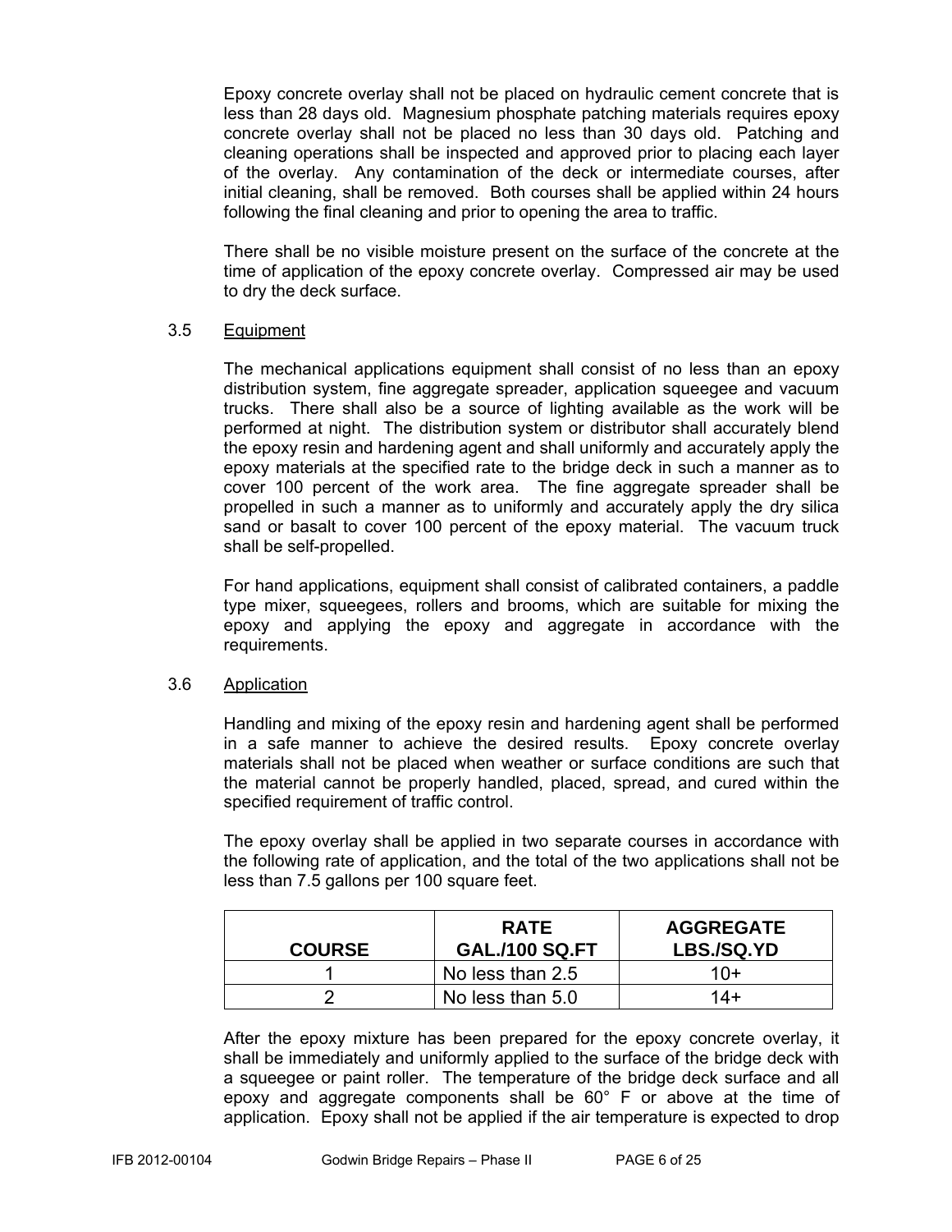Epoxy concrete overlay shall not be placed on hydraulic cement concrete that is less than 28 days old. Magnesium phosphate patching materials requires epoxy concrete overlay shall not be placed no less than 30 days old. Patching and cleaning operations shall be inspected and approved prior to placing each layer of the overlay. Any contamination of the deck or intermediate courses, after initial cleaning, shall be removed. Both courses shall be applied within 24 hours following the final cleaning and prior to opening the area to traffic.

There shall be no visible moisture present on the surface of the concrete at the time of application of the epoxy concrete overlay. Compressed air may be used to dry the deck surface.

### 3.5 Equipment

The mechanical applications equipment shall consist of no less than an epoxy distribution system, fine aggregate spreader, application squeegee and vacuum trucks. There shall also be a source of lighting available as the work will be performed at night. The distribution system or distributor shall accurately blend the epoxy resin and hardening agent and shall uniformly and accurately apply the epoxy materials at the specified rate to the bridge deck in such a manner as to cover 100 percent of the work area. The fine aggregate spreader shall be propelled in such a manner as to uniformly and accurately apply the dry silica sand or basalt to cover 100 percent of the epoxy material. The vacuum truck shall be self-propelled.

For hand applications, equipment shall consist of calibrated containers, a paddle type mixer, squeegees, rollers and brooms, which are suitable for mixing the epoxy and applying the epoxy and aggregate in accordance with the requirements.

### 3.6 Application

Handling and mixing of the epoxy resin and hardening agent shall be performed in a safe manner to achieve the desired results. Epoxy concrete overlay materials shall not be placed when weather or surface conditions are such that the material cannot be properly handled, placed, spread, and cured within the specified requirement of traffic control.

The epoxy overlay shall be applied in two separate courses in accordance with the following rate of application, and the total of the two applications shall not be less than 7.5 gallons per 100 square feet.

| COURSE | RATE GAL./100 SQ.FT | AGGREGATE LBS./SQ.YD |
|---|---|---|
| 1 | No less than 2.5 | 10+ |
| 2 | No less than 5.0 | 14+ |

After the epoxy mixture has been prepared for the epoxy concrete overlay, it shall be immediately and uniformly applied to the surface of the bridge deck with a squeegee or paint roller. The temperature of the bridge deck surface and all epoxy and aggregate components shall be 60° F or above at the time of application. Epoxy shall not be applied if the air temperature is expected to drop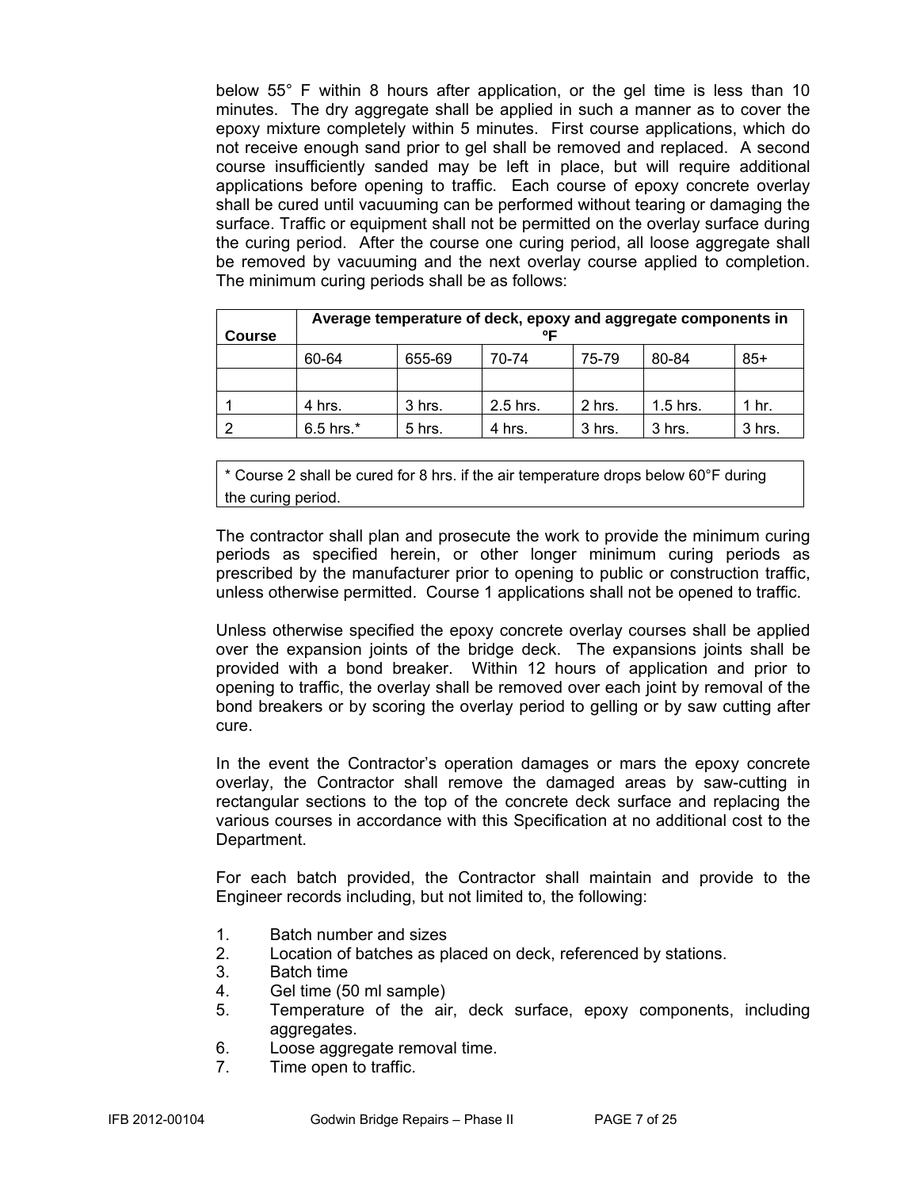below 55° F within 8 hours after application, or the gel time is less than 10 minutes. The dry aggregate shall be applied in such a manner as to cover the epoxy mixture completely within 5 minutes. First course applications, which do not receive enough sand prior to gel shall be removed and replaced. A second course insufficiently sanded may be left in place, but will require additional applications before opening to traffic. Each course of epoxy concrete overlay shall be cured until vacuuming can be performed without tearing or damaging the surface. Traffic or equipment shall not be permitted on the overlay surface during the curing period. After the course one curing period, all loose aggregate shall be removed by vacuuming and the next overlay course applied to completion. The minimum curing periods shall be as follows:

| Course | Average temperature of deck, epoxy and aggregate components in ºF | | | | | |
|---|---|---|---|---|---|---|
| | 60-64 | 655-69 | 70-74 | 75-79 | 80-84 | 85+ |
| | | | | | | |
| 1 | 4 hrs. | 3 hrs. | 2.5 hrs. | 2 hrs. | 1.5 hrs. | 1 hr. |
| 2 | 6.5 hrs.* | 5 hrs. | 4 hrs. | 3 hrs. | 3 hrs. | 3 hrs. |

* Course 2 shall be cured for 8 hrs. if the air temperature drops below 60°F during the curing period.

The contractor shall plan and prosecute the work to provide the minimum curing periods as specified herein, or other longer minimum curing periods as prescribed by the manufacturer prior to opening to public or construction traffic, unless otherwise permitted. Course 1 applications shall not be opened to traffic.

Unless otherwise specified the epoxy concrete overlay courses shall be applied over the expansion joints of the bridge deck. The expansions joints shall be provided with a bond breaker. Within 12 hours of application and prior to opening to traffic, the overlay shall be removed over each joint by removal of the bond breakers or by scoring the overlay period to gelling or by saw cutting after cure.

In the event the Contractor's operation damages or mars the epoxy concrete overlay, the Contractor shall remove the damaged areas by saw-cutting in rectangular sections to the top of the concrete deck surface and replacing the various courses in accordance with this Specification at no additional cost to the Department.

For each batch provided, the Contractor shall maintain and provide to the Engineer records including, but not limited to, the following:

1. Batch number and sizes
2. Location of batches as placed on deck, referenced by stations.
3. Batch time
4. Gel time (50 ml sample)
5. Temperature of the air, deck surface, epoxy components, including aggregates.
6. Loose aggregate removal time.
7. Time open to traffic.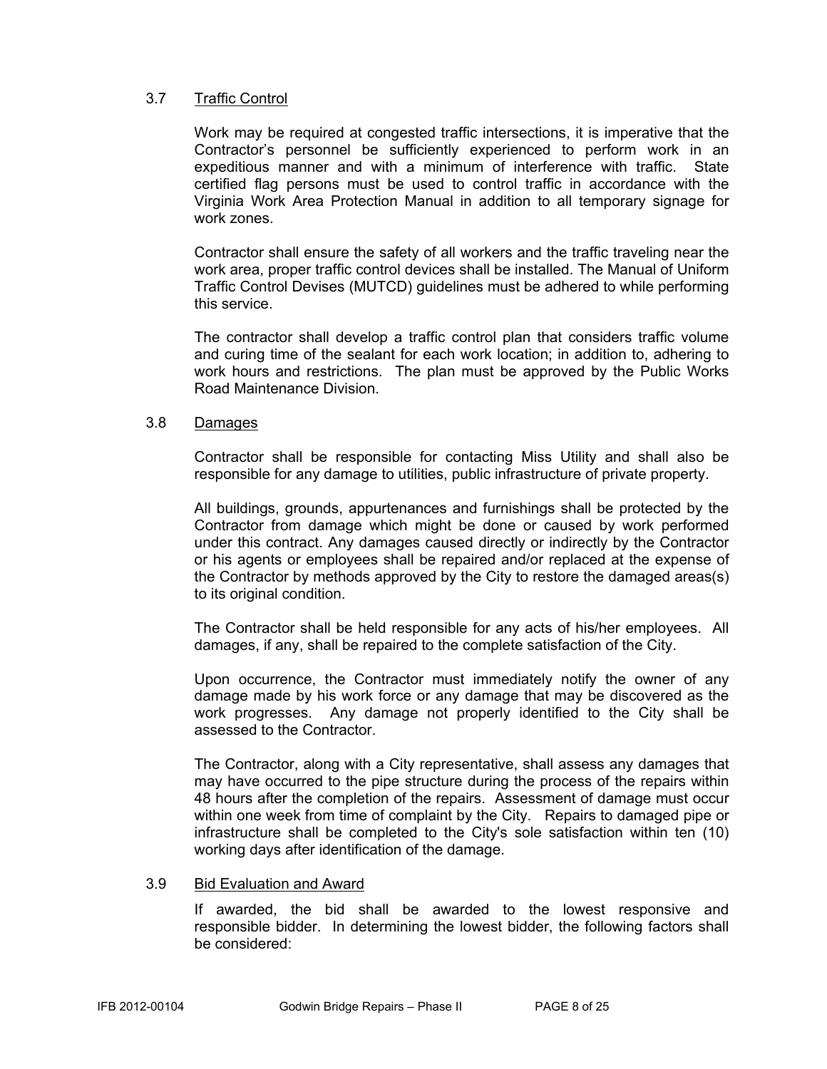### 3.7 Traffic Control

Work may be required at congested traffic intersections, it is imperative that the Contractor's personnel be sufficiently experienced to perform work in an expeditious manner and with a minimum of interference with traffic. State certified flag persons must be used to control traffic in accordance with the Virginia Work Area Protection Manual in addition to all temporary signage for work zones.

Contractor shall ensure the safety of all workers and the traffic traveling near the work area, proper traffic control devices shall be installed. The Manual of Uniform Traffic Control Devises (MUTCD) guidelines must be adhered to while performing this service.

The contractor shall develop a traffic control plan that considers traffic volume and curing time of the sealant for each work location; in addition to, adhering to work hours and restrictions. The plan must be approved by the Public Works Road Maintenance Division.

### 3.8 Damages

Contractor shall be responsible for contacting Miss Utility and shall also be responsible for any damage to utilities, public infrastructure of private property.

All buildings, grounds, appurtenances and furnishings shall be protected by the Contractor from damage which might be done or caused by work performed under this contract. Any damages caused directly or indirectly by the Contractor or his agents or employees shall be repaired and/or replaced at the expense of the Contractor by methods approved by the City to restore the damaged areas(s) to its original condition.

The Contractor shall be held responsible for any acts of his/her employees. All damages, if any, shall be repaired to the complete satisfaction of the City.

Upon occurrence, the Contractor must immediately notify the owner of any damage made by his work force or any damage that may be discovered as the work progresses. Any damage not properly identified to the City shall be assessed to the Contractor.

The Contractor, along with a City representative, shall assess any damages that may have occurred to the pipe structure during the process of the repairs within 48 hours after the completion of the repairs. Assessment of damage must occur within one week from time of complaint by the City. Repairs to damaged pipe or infrastructure shall be completed to the City's sole satisfaction within ten (10) working days after identification of the damage.

### 3.9 Bid Evaluation and Award

If awarded, the bid shall be awarded to the lowest responsive and responsible bidder. In determining the lowest bidder, the following factors shall be considered: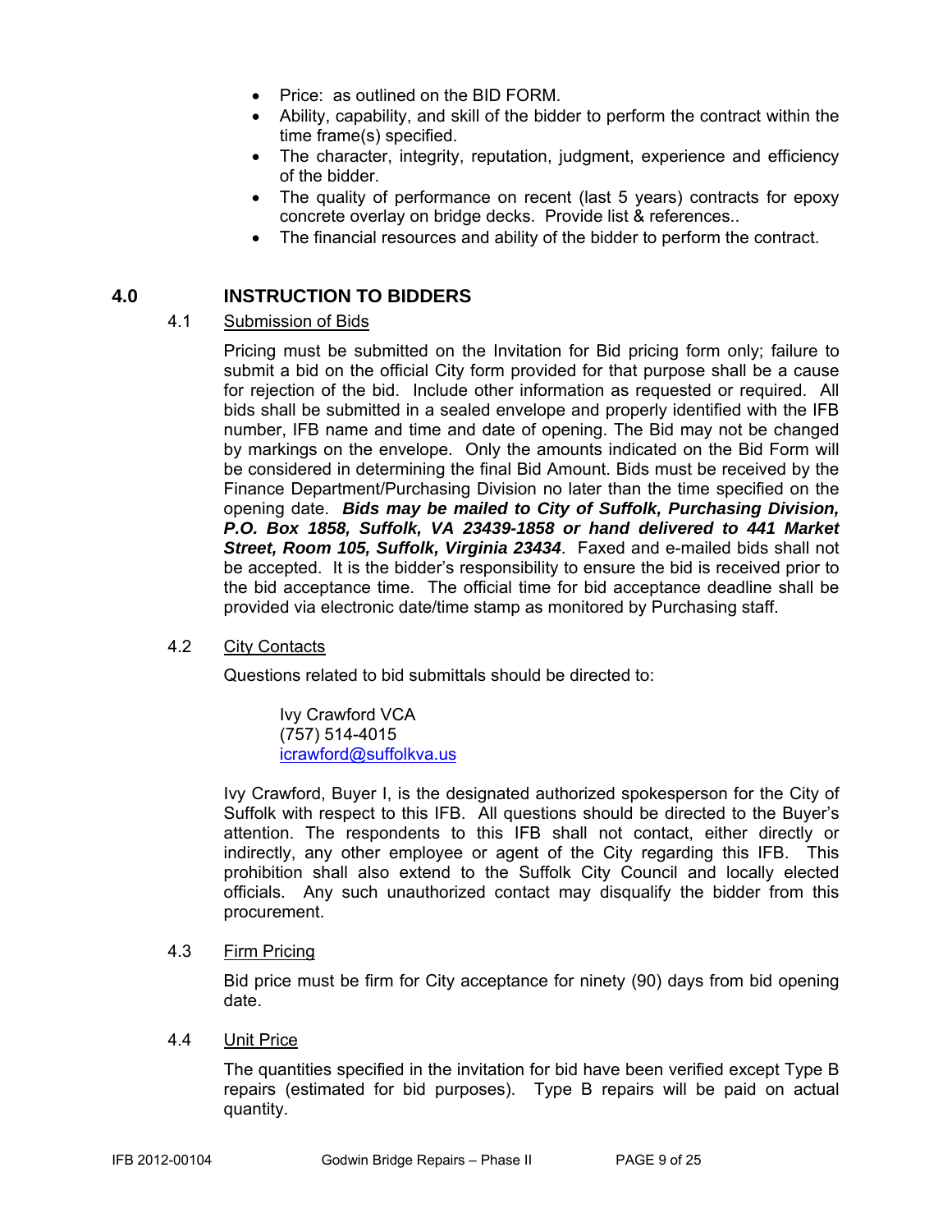- Price: as outlined on the BID FORM.
- Ability, capability, and skill of the bidder to perform the contract within the time frame(s) specified.
- The character, integrity, reputation, judgment, experience and efficiency of the bidder.
- The quality of performance on recent (last 5 years) contracts for epoxy concrete overlay on bridge decks. Provide list & references..
- The financial resources and ability of the bidder to perform the contract.

## 4.0 INSTRUCTION TO BIDDERS

### 4.1 Submission of Bids

Pricing must be submitted on the Invitation for Bid pricing form only; failure to submit a bid on the official City form provided for that purpose shall be a cause for rejection of the bid. Include other information as requested or required. All bids shall be submitted in a sealed envelope and properly identified with the IFB number, IFB name and time and date of opening. The Bid may not be changed by markings on the envelope. Only the amounts indicated on the Bid Form will be considered in determining the final Bid Amount. Bids must be received by the Finance Department/Purchasing Division no later than the time specified on the opening date. ***Bids may be mailed to City of Suffolk, Purchasing Division, P.O. Box 1858, Suffolk, VA 23439-1858 or hand delivered to 441 Market Street, Room 105, Suffolk, Virginia 23434***. Faxed and e-mailed bids shall not be accepted. It is the bidder's responsibility to ensure the bid is received prior to the bid acceptance time. The official time for bid acceptance deadline shall be provided via electronic date/time stamp as monitored by Purchasing staff.

### 4.2 City Contacts

Questions related to bid submittals should be directed to:

Ivy Crawford VCA
(757) 514-4015
icrawford@suffolkva.us

Ivy Crawford, Buyer I, is the designated authorized spokesperson for the City of Suffolk with respect to this IFB. All questions should be directed to the Buyer's attention. The respondents to this IFB shall not contact, either directly or indirectly, any other employee or agent of the City regarding this IFB. This prohibition shall also extend to the Suffolk City Council and locally elected officials. Any such unauthorized contact may disqualify the bidder from this procurement.

### 4.3 Firm Pricing

Bid price must be firm for City acceptance for ninety (90) days from bid opening date.

### 4.4 Unit Price

The quantities specified in the invitation for bid have been verified except Type B repairs (estimated for bid purposes). Type B repairs will be paid on actual quantity.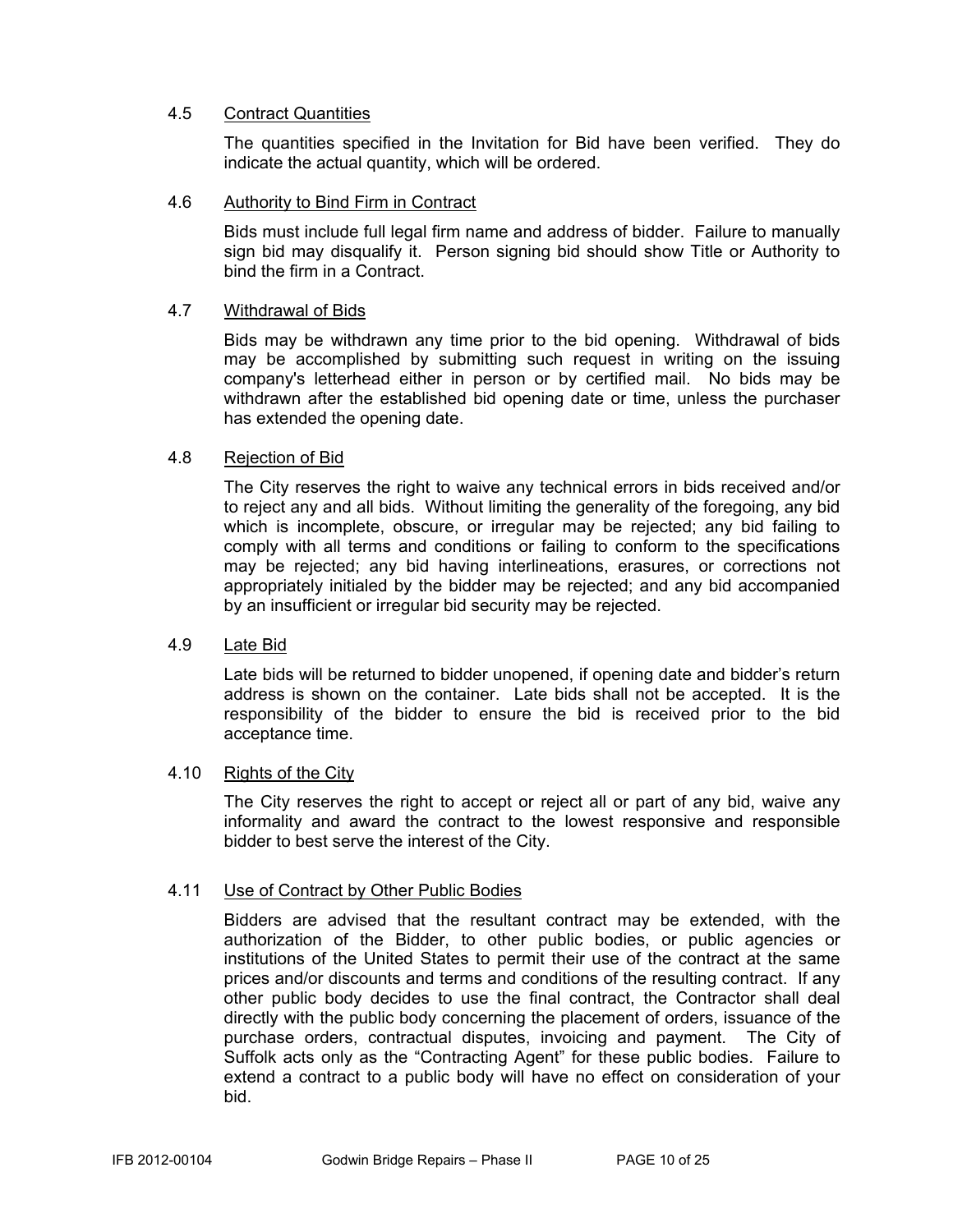### 4.5 Contract Quantities

The quantities specified in the Invitation for Bid have been verified. They do indicate the actual quantity, which will be ordered.

### 4.6 Authority to Bind Firm in Contract

Bids must include full legal firm name and address of bidder. Failure to manually sign bid may disqualify it. Person signing bid should show Title or Authority to bind the firm in a Contract.

### 4.7 Withdrawal of Bids

Bids may be withdrawn any time prior to the bid opening. Withdrawal of bids may be accomplished by submitting such request in writing on the issuing company's letterhead either in person or by certified mail. No bids may be withdrawn after the established bid opening date or time, unless the purchaser has extended the opening date.

### 4.8 Rejection of Bid

The City reserves the right to waive any technical errors in bids received and/or to reject any and all bids. Without limiting the generality of the foregoing, any bid which is incomplete, obscure, or irregular may be rejected; any bid failing to comply with all terms and conditions or failing to conform to the specifications may be rejected; any bid having interlineations, erasures, or corrections not appropriately initialed by the bidder may be rejected; and any bid accompanied by an insufficient or irregular bid security may be rejected.

### 4.9 Late Bid

Late bids will be returned to bidder unopened, if opening date and bidder's return address is shown on the container. Late bids shall not be accepted. It is the responsibility of the bidder to ensure the bid is received prior to the bid acceptance time.

### 4.10 Rights of the City

The City reserves the right to accept or reject all or part of any bid, waive any informality and award the contract to the lowest responsive and responsible bidder to best serve the interest of the City.

### 4.11 Use of Contract by Other Public Bodies

Bidders are advised that the resultant contract may be extended, with the authorization of the Bidder, to other public bodies, or public agencies or institutions of the United States to permit their use of the contract at the same prices and/or discounts and terms and conditions of the resulting contract. If any other public body decides to use the final contract, the Contractor shall deal directly with the public body concerning the placement of orders, issuance of the purchase orders, contractual disputes, invoicing and payment. The City of Suffolk acts only as the "Contracting Agent" for these public bodies. Failure to extend a contract to a public body will have no effect on consideration of your bid.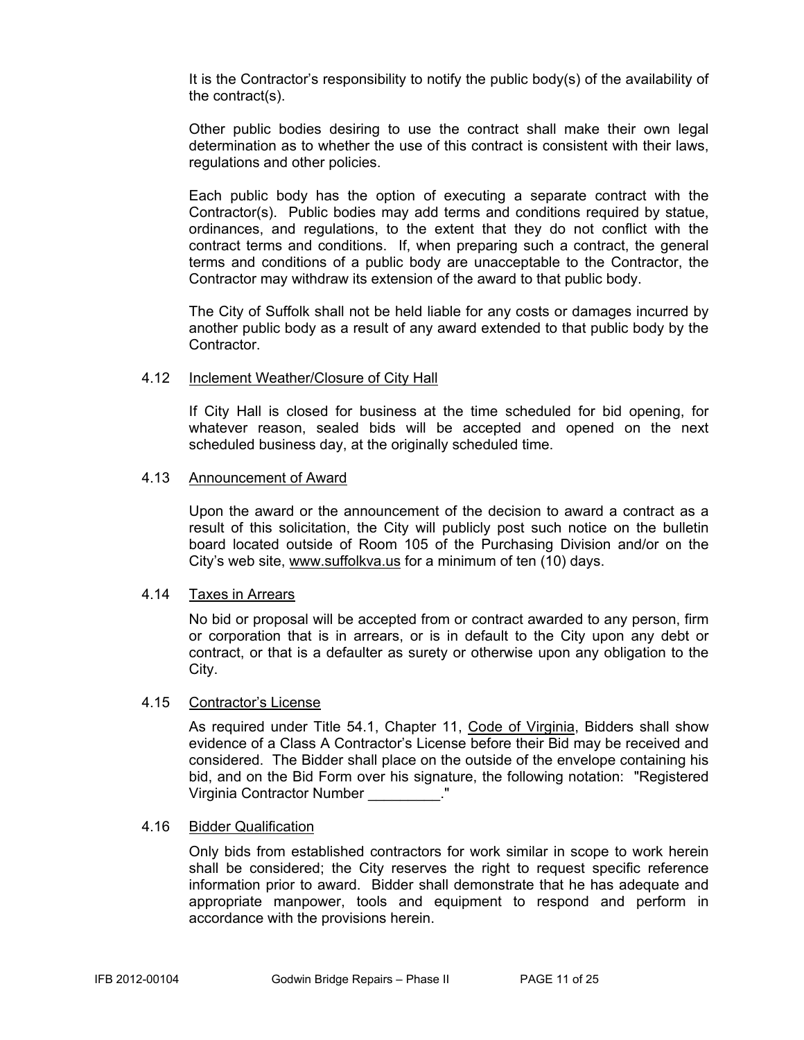It is the Contractor's responsibility to notify the public body(s) of the availability of the contract(s).

Other public bodies desiring to use the contract shall make their own legal determination as to whether the use of this contract is consistent with their laws, regulations and other policies.

Each public body has the option of executing a separate contract with the Contractor(s). Public bodies may add terms and conditions required by statue, ordinances, and regulations, to the extent that they do not conflict with the contract terms and conditions. If, when preparing such a contract, the general terms and conditions of a public body are unacceptable to the Contractor, the Contractor may withdraw its extension of the award to that public body.

The City of Suffolk shall not be held liable for any costs or damages incurred by another public body as a result of any award extended to that public body by the Contractor.

### 4.12 Inclement Weather/Closure of City Hall

If City Hall is closed for business at the time scheduled for bid opening, for whatever reason, sealed bids will be accepted and opened on the next scheduled business day, at the originally scheduled time.

### 4.13 Announcement of Award

Upon the award or the announcement of the decision to award a contract as a result of this solicitation, the City will publicly post such notice on the bulletin board located outside of Room 105 of the Purchasing Division and/or on the City's web site, www.suffolkva.us for a minimum of ten (10) days.

### 4.14 Taxes in Arrears

No bid or proposal will be accepted from or contract awarded to any person, firm or corporation that is in arrears, or is in default to the City upon any debt or contract, or that is a defaulter as surety or otherwise upon any obligation to the City.

### 4.15 Contractor's License

As required under Title 54.1, Chapter 11, Code of Virginia, Bidders shall show evidence of a Class A Contractor's License before their Bid may be received and considered. The Bidder shall place on the outside of the envelope containing his bid, and on the Bid Form over his signature, the following notation: "Registered Virginia Contractor Number _________."

### 4.16 Bidder Qualification

Only bids from established contractors for work similar in scope to work herein shall be considered; the City reserves the right to request specific reference information prior to award. Bidder shall demonstrate that he has adequate and appropriate manpower, tools and equipment to respond and perform in accordance with the provisions herein.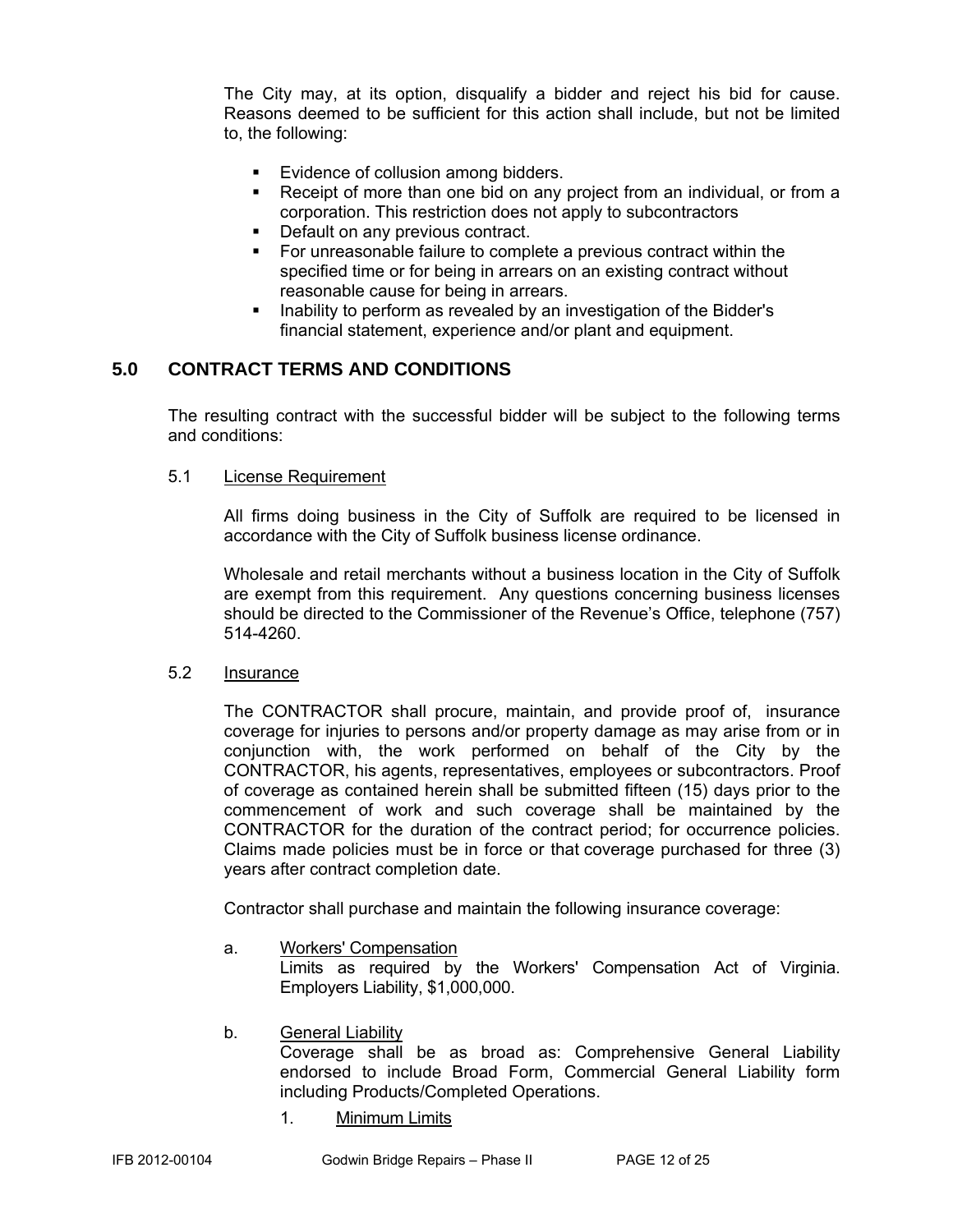The City may, at its option, disqualify a bidder and reject his bid for cause. Reasons deemed to be sufficient for this action shall include, but not be limited to, the following:

- Evidence of collusion among bidders.
- Receipt of more than one bid on any project from an individual, or from a corporation. This restriction does not apply to subcontractors
- Default on any previous contract.
- For unreasonable failure to complete a previous contract within the specified time or for being in arrears on an existing contract without reasonable cause for being in arrears.
- Inability to perform as revealed by an investigation of the Bidder's financial statement, experience and/or plant and equipment.

## 5.0 CONTRACT TERMS AND CONDITIONS

The resulting contract with the successful bidder will be subject to the following terms and conditions:

### 5.1 License Requirement

All firms doing business in the City of Suffolk are required to be licensed in accordance with the City of Suffolk business license ordinance.

Wholesale and retail merchants without a business location in the City of Suffolk are exempt from this requirement. Any questions concerning business licenses should be directed to the Commissioner of the Revenue's Office, telephone (757) 514-4260.

### 5.2 Insurance

The CONTRACTOR shall procure, maintain, and provide proof of, insurance coverage for injuries to persons and/or property damage as may arise from or in conjunction with, the work performed on behalf of the City by the CONTRACTOR, his agents, representatives, employees or subcontractors. Proof of coverage as contained herein shall be submitted fifteen (15) days prior to the commencement of work and such coverage shall be maintained by the CONTRACTOR for the duration of the contract period; for occurrence policies. Claims made policies must be in force or that coverage purchased for three (3) years after contract completion date.

Contractor shall purchase and maintain the following insurance coverage:

a. Workers' Compensation
Limits as required by the Workers' Compensation Act of Virginia. Employers Liability, $1,000,000.

b. General Liability
Coverage shall be as broad as: Comprehensive General Liability endorsed to include Broad Form, Commercial General Liability form including Products/Completed Operations.

1. Minimum Limits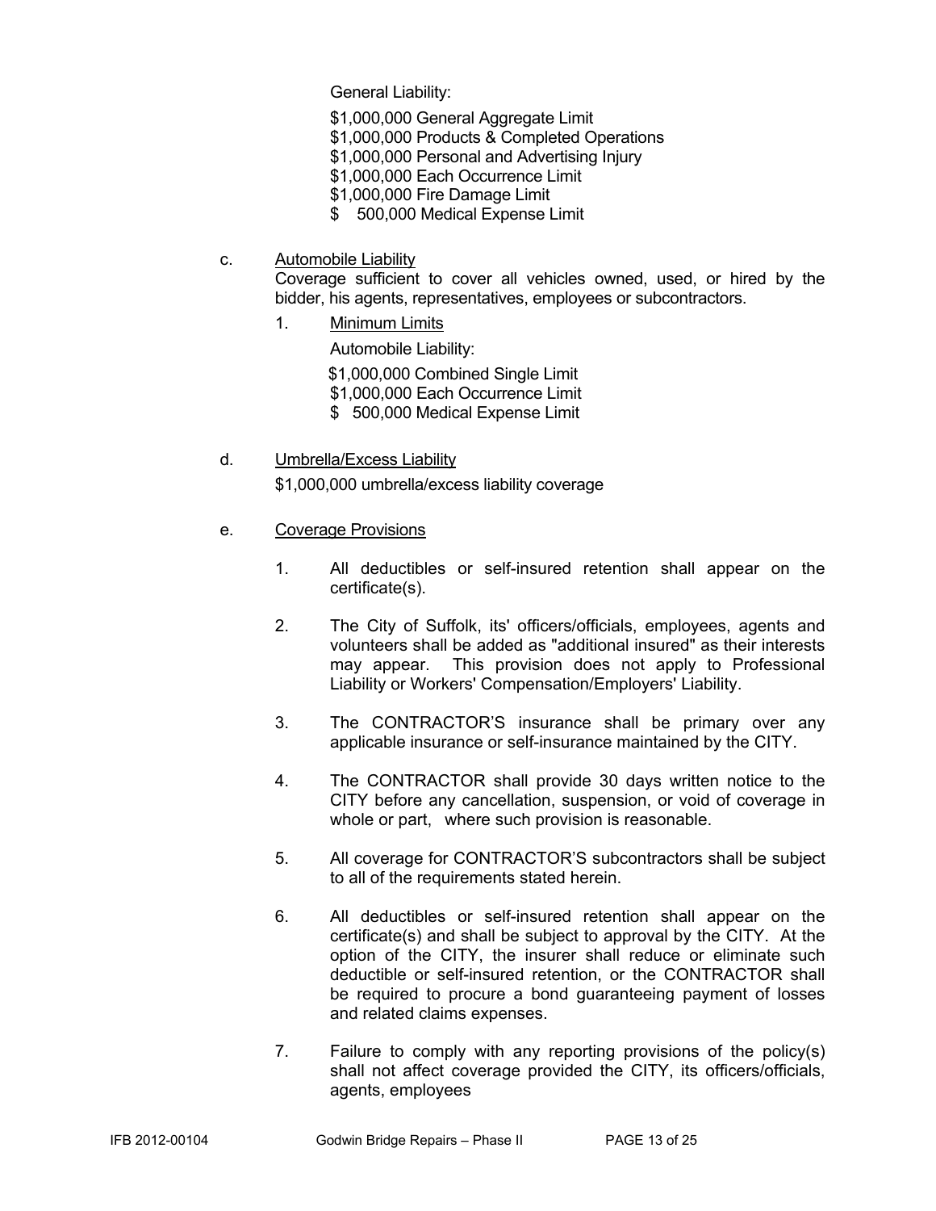General Liability:

$1,000,000 General Aggregate Limit
$1,000,000 Products & Completed Operations
$1,000,000 Personal and Advertising Injury
$1,000,000 Each Occurrence Limit
$1,000,000 Fire Damage Limit
$ 500,000 Medical Expense Limit

c. <u>Automobile Liability</u>

Coverage sufficient to cover all vehicles owned, used, or hired by the bidder, his agents, representatives, employees or subcontractors.

1. <u>Minimum Limits</u>

Automobile Liability:

$1,000,000 Combined Single Limit
$1,000,000 Each Occurrence Limit
$ 500,000 Medical Expense Limit

d. <u>Umbrella/Excess Liability</u>

$1,000,000 umbrella/excess liability coverage

e. <u>Coverage Provisions</u>

1. All deductibles or self-insured retention shall appear on the certificate(s).

2. The City of Suffolk, its' officers/officials, employees, agents and volunteers shall be added as "additional insured" as their interests may appear. This provision does not apply to Professional Liability or Workers' Compensation/Employers' Liability.

3. The CONTRACTOR'S insurance shall be primary over any applicable insurance or self-insurance maintained by the CITY.

4. The CONTRACTOR shall provide 30 days written notice to the CITY before any cancellation, suspension, or void of coverage in whole or part, where such provision is reasonable.

5. All coverage for CONTRACTOR'S subcontractors shall be subject to all of the requirements stated herein.

6. All deductibles or self-insured retention shall appear on the certificate(s) and shall be subject to approval by the CITY. At the option of the CITY, the insurer shall reduce or eliminate such deductible or self-insured retention, or the CONTRACTOR shall be required to procure a bond guaranteeing payment of losses and related claims expenses.

7. Failure to comply with any reporting provisions of the policy(s) shall not affect coverage provided the CITY, its officers/officials, agents, employees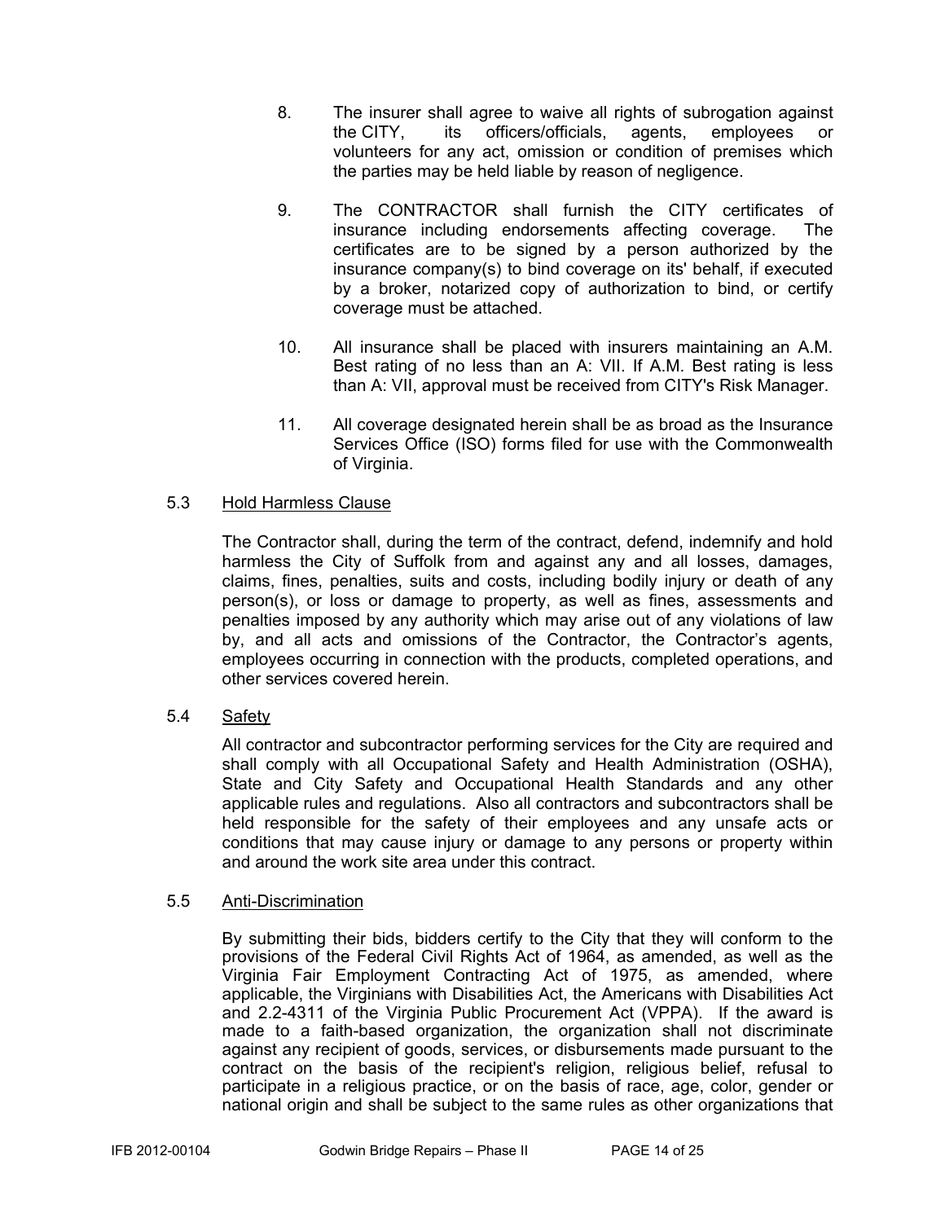8. The insurer shall agree to waive all rights of subrogation against the CITY, its officers/officials, agents, employees or volunteers for any act, omission or condition of premises which the parties may be held liable by reason of negligence.

9. The CONTRACTOR shall furnish the CITY certificates of insurance including endorsements affecting coverage. The certificates are to be signed by a person authorized by the insurance company(s) to bind coverage on its' behalf, if executed by a broker, notarized copy of authorization to bind, or certify coverage must be attached.

10. All insurance shall be placed with insurers maintaining an A.M. Best rating of no less than an A: VII. If A.M. Best rating is less than A: VII, approval must be received from CITY's Risk Manager.

11. All coverage designated herein shall be as broad as the Insurance Services Office (ISO) forms filed for use with the Commonwealth of Virginia.

5.3 Hold Harmless Clause

The Contractor shall, during the term of the contract, defend, indemnify and hold harmless the City of Suffolk from and against any and all losses, damages, claims, fines, penalties, suits and costs, including bodily injury or death of any person(s), or loss or damage to property, as well as fines, assessments and penalties imposed by any authority which may arise out of any violations of law by, and all acts and omissions of the Contractor, the Contractor's agents, employees occurring in connection with the products, completed operations, and other services covered herein.

5.4 Safety

All contractor and subcontractor performing services for the City are required and shall comply with all Occupational Safety and Health Administration (OSHA), State and City Safety and Occupational Health Standards and any other applicable rules and regulations. Also all contractors and subcontractors shall be held responsible for the safety of their employees and any unsafe acts or conditions that may cause injury or damage to any persons or property within and around the work site area under this contract.

5.5 Anti-Discrimination

By submitting their bids, bidders certify to the City that they will conform to the provisions of the Federal Civil Rights Act of 1964, as amended, as well as the Virginia Fair Employment Contracting Act of 1975, as amended, where applicable, the Virginians with Disabilities Act, the Americans with Disabilities Act and 2.2-4311 of the Virginia Public Procurement Act (VPPA). If the award is made to a faith-based organization, the organization shall not discriminate against any recipient of goods, services, or disbursements made pursuant to the contract on the basis of the recipient's religion, religious belief, refusal to participate in a religious practice, or on the basis of race, age, color, gender or national origin and shall be subject to the same rules as other organizations that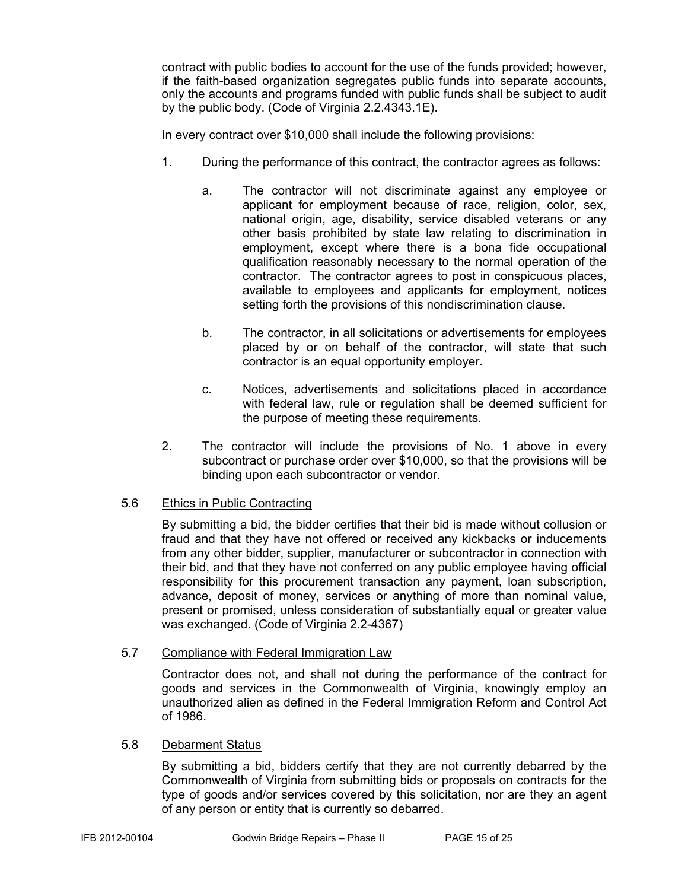contract with public bodies to account for the use of the funds provided; however, if the faith-based organization segregates public funds into separate accounts, only the accounts and programs funded with public funds shall be subject to audit by the public body. (Code of Virginia 2.2.4343.1E).

In every contract over $10,000 shall include the following provisions:

1. During the performance of this contract, the contractor agrees as follows:

   a. The contractor will not discriminate against any employee or applicant for employment because of race, religion, color, sex, national origin, age, disability, service disabled veterans or any other basis prohibited by state law relating to discrimination in employment, except where there is a bona fide occupational qualification reasonably necessary to the normal operation of the contractor. The contractor agrees to post in conspicuous places, available to employees and applicants for employment, notices setting forth the provisions of this nondiscrimination clause.

   b. The contractor, in all solicitations or advertisements for employees placed by or on behalf of the contractor, will state that such contractor is an equal opportunity employer.

   c. Notices, advertisements and solicitations placed in accordance with federal law, rule or regulation shall be deemed sufficient for the purpose of meeting these requirements.

2. The contractor will include the provisions of No. 1 above in every subcontract or purchase order over $10,000, so that the provisions will be binding upon each subcontractor or vendor.

## 5.6 Ethics in Public Contracting

By submitting a bid, the bidder certifies that their bid is made without collusion or fraud and that they have not offered or received any kickbacks or inducements from any other bidder, supplier, manufacturer or subcontractor in connection with their bid, and that they have not conferred on any public employee having official responsibility for this procurement transaction any payment, loan subscription, advance, deposit of money, services or anything of more than nominal value, present or promised, unless consideration of substantially equal or greater value was exchanged. (Code of Virginia 2.2-4367)

## 5.7 Compliance with Federal Immigration Law

Contractor does not, and shall not during the performance of the contract for goods and services in the Commonwealth of Virginia, knowingly employ an unauthorized alien as defined in the Federal Immigration Reform and Control Act of 1986.

## 5.8 Debarment Status

By submitting a bid, bidders certify that they are not currently debarred by the Commonwealth of Virginia from submitting bids or proposals on contracts for the type of goods and/or services covered by this solicitation, nor are they an agent of any person or entity that is currently so debarred.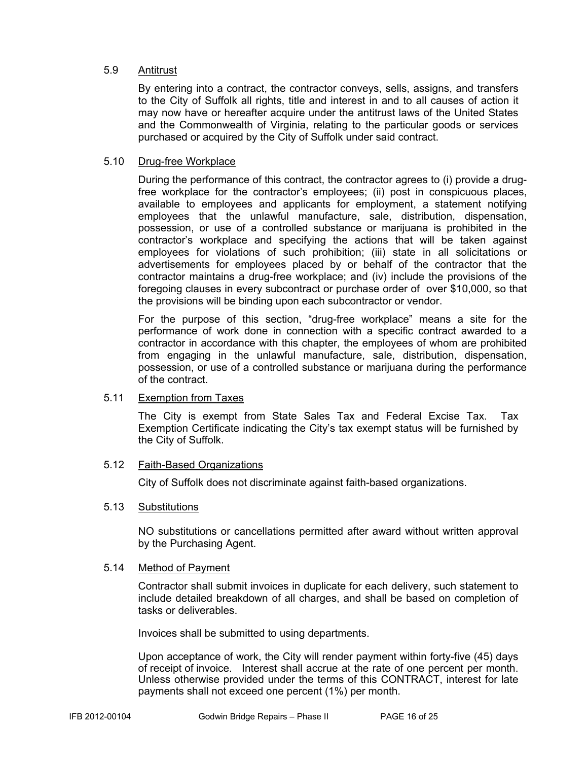### 5.9 Antitrust

By entering into a contract, the contractor conveys, sells, assigns, and transfers to the City of Suffolk all rights, title and interest in and to all causes of action it may now have or hereafter acquire under the antitrust laws of the United States and the Commonwealth of Virginia, relating to the particular goods or services purchased or acquired by the City of Suffolk under said contract.

### 5.10 Drug-free Workplace

During the performance of this contract, the contractor agrees to (i) provide a drug-free workplace for the contractor's employees; (ii) post in conspicuous places, available to employees and applicants for employment, a statement notifying employees that the unlawful manufacture, sale, distribution, dispensation, possession, or use of a controlled substance or marijuana is prohibited in the contractor's workplace and specifying the actions that will be taken against employees for violations of such prohibition; (iii) state in all solicitations or advertisements for employees placed by or behalf of the contractor that the contractor maintains a drug-free workplace; and (iv) include the provisions of the foregoing clauses in every subcontract or purchase order of over $10,000, so that the provisions will be binding upon each subcontractor or vendor.

For the purpose of this section, "drug-free workplace" means a site for the performance of work done in connection with a specific contract awarded to a contractor in accordance with this chapter, the employees of whom are prohibited from engaging in the unlawful manufacture, sale, distribution, dispensation, possession, or use of a controlled substance or marijuana during the performance of the contract.

### 5.11 Exemption from Taxes

The City is exempt from State Sales Tax and Federal Excise Tax. Tax Exemption Certificate indicating the City's tax exempt status will be furnished by the City of Suffolk.

### 5.12 Faith-Based Organizations

City of Suffolk does not discriminate against faith-based organizations.

### 5.13 Substitutions

NO substitutions or cancellations permitted after award without written approval by the Purchasing Agent.

### 5.14 Method of Payment

Contractor shall submit invoices in duplicate for each delivery, such statement to include detailed breakdown of all charges, and shall be based on completion of tasks or deliverables.

Invoices shall be submitted to using departments.

Upon acceptance of work, the City will render payment within forty-five (45) days of receipt of invoice. Interest shall accrue at the rate of one percent per month. Unless otherwise provided under the terms of this CONTRACT, interest for late payments shall not exceed one percent (1%) per month.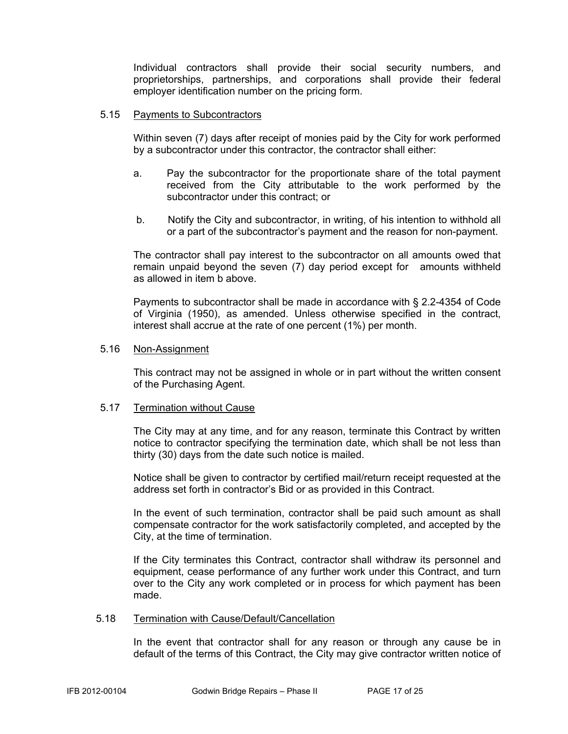Individual contractors shall provide their social security numbers, and proprietorships, partnerships, and corporations shall provide their federal employer identification number on the pricing form.

5.15 Payments to Subcontractors

Within seven (7) days after receipt of monies paid by the City for work performed by a subcontractor under this contractor, the contractor shall either:

a. Pay the subcontractor for the proportionate share of the total payment received from the City attributable to the work performed by the subcontractor under this contract; or

b. Notify the City and subcontractor, in writing, of his intention to withhold all or a part of the subcontractor's payment and the reason for non-payment.

The contractor shall pay interest to the subcontractor on all amounts owed that remain unpaid beyond the seven (7) day period except for amounts withheld as allowed in item b above.

Payments to subcontractor shall be made in accordance with § 2.2-4354 of Code of Virginia (1950), as amended. Unless otherwise specified in the contract, interest shall accrue at the rate of one percent (1%) per month.

5.16 Non-Assignment

This contract may not be assigned in whole or in part without the written consent of the Purchasing Agent.

5.17 Termination without Cause

The City may at any time, and for any reason, terminate this Contract by written notice to contractor specifying the termination date, which shall be not less than thirty (30) days from the date such notice is mailed.

Notice shall be given to contractor by certified mail/return receipt requested at the address set forth in contractor's Bid or as provided in this Contract.

In the event of such termination, contractor shall be paid such amount as shall compensate contractor for the work satisfactorily completed, and accepted by the City, at the time of termination.

If the City terminates this Contract, contractor shall withdraw its personnel and equipment, cease performance of any further work under this Contract, and turn over to the City any work completed or in process for which payment has been made.

5.18 Termination with Cause/Default/Cancellation

In the event that contractor shall for any reason or through any cause be in default of the terms of this Contract, the City may give contractor written notice of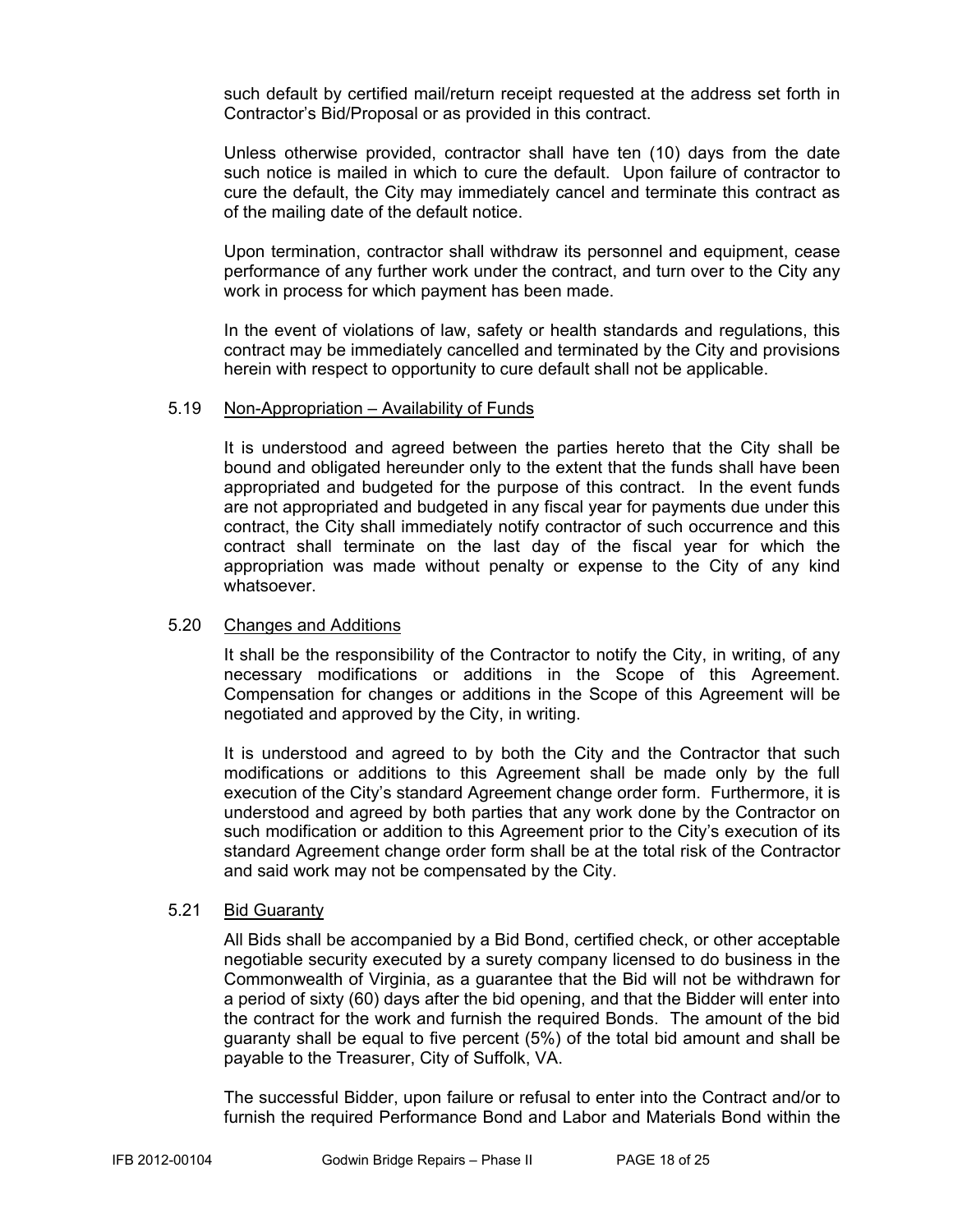such default by certified mail/return receipt requested at the address set forth in Contractor's Bid/Proposal or as provided in this contract.

Unless otherwise provided, contractor shall have ten (10) days from the date such notice is mailed in which to cure the default. Upon failure of contractor to cure the default, the City may immediately cancel and terminate this contract as of the mailing date of the default notice.

Upon termination, contractor shall withdraw its personnel and equipment, cease performance of any further work under the contract, and turn over to the City any work in process for which payment has been made.

In the event of violations of law, safety or health standards and regulations, this contract may be immediately cancelled and terminated by the City and provisions herein with respect to opportunity to cure default shall not be applicable.

5.19 Non-Appropriation – Availability of Funds

It is understood and agreed between the parties hereto that the City shall be bound and obligated hereunder only to the extent that the funds shall have been appropriated and budgeted for the purpose of this contract. In the event funds are not appropriated and budgeted in any fiscal year for payments due under this contract, the City shall immediately notify contractor of such occurrence and this contract shall terminate on the last day of the fiscal year for which the appropriation was made without penalty or expense to the City of any kind whatsoever.

5.20 Changes and Additions

It shall be the responsibility of the Contractor to notify the City, in writing, of any necessary modifications or additions in the Scope of this Agreement. Compensation for changes or additions in the Scope of this Agreement will be negotiated and approved by the City, in writing.

It is understood and agreed to by both the City and the Contractor that such modifications or additions to this Agreement shall be made only by the full execution of the City's standard Agreement change order form. Furthermore, it is understood and agreed by both parties that any work done by the Contractor on such modification or addition to this Agreement prior to the City's execution of its standard Agreement change order form shall be at the total risk of the Contractor and said work may not be compensated by the City.

5.21 Bid Guaranty

All Bids shall be accompanied by a Bid Bond, certified check, or other acceptable negotiable security executed by a surety company licensed to do business in the Commonwealth of Virginia, as a guarantee that the Bid will not be withdrawn for a period of sixty (60) days after the bid opening, and that the Bidder will enter into the contract for the work and furnish the required Bonds. The amount of the bid guaranty shall be equal to five percent (5%) of the total bid amount and shall be payable to the Treasurer, City of Suffolk, VA.

The successful Bidder, upon failure or refusal to enter into the Contract and/or to furnish the required Performance Bond and Labor and Materials Bond within the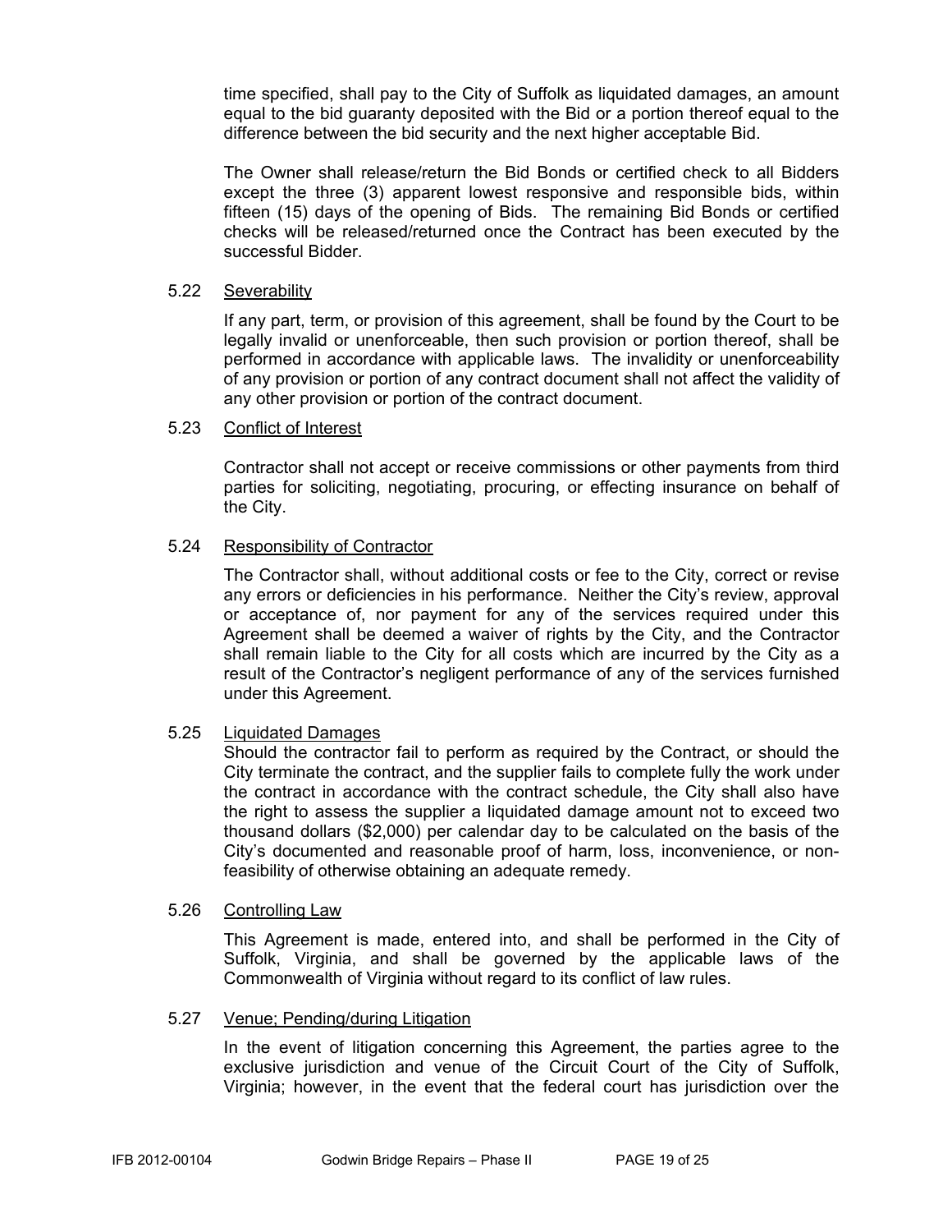time specified, shall pay to the City of Suffolk as liquidated damages, an amount equal to the bid guaranty deposited with the Bid or a portion thereof equal to the difference between the bid security and the next higher acceptable Bid.

The Owner shall release/return the Bid Bonds or certified check to all Bidders except the three (3) apparent lowest responsive and responsible bids, within fifteen (15) days of the opening of Bids. The remaining Bid Bonds or certified checks will be released/returned once the Contract has been executed by the successful Bidder.

5.22 Severability

If any part, term, or provision of this agreement, shall be found by the Court to be legally invalid or unenforceable, then such provision or portion thereof, shall be performed in accordance with applicable laws. The invalidity or unenforceability of any provision or portion of any contract document shall not affect the validity of any other provision or portion of the contract document.

5.23 Conflict of Interest

Contractor shall not accept or receive commissions or other payments from third parties for soliciting, negotiating, procuring, or effecting insurance on behalf of the City.

5.24 Responsibility of Contractor

The Contractor shall, without additional costs or fee to the City, correct or revise any errors or deficiencies in his performance. Neither the City's review, approval or acceptance of, nor payment for any of the services required under this Agreement shall be deemed a waiver of rights by the City, and the Contractor shall remain liable to the City for all costs which are incurred by the City as a result of the Contractor's negligent performance of any of the services furnished under this Agreement.

5.25 Liquidated Damages

Should the contractor fail to perform as required by the Contract, or should the City terminate the contract, and the supplier fails to complete fully the work under the contract in accordance with the contract schedule, the City shall also have the right to assess the supplier a liquidated damage amount not to exceed two thousand dollars ($2,000) per calendar day to be calculated on the basis of the City's documented and reasonable proof of harm, loss, inconvenience, or non-feasibility of otherwise obtaining an adequate remedy.

5.26 Controlling Law

This Agreement is made, entered into, and shall be performed in the City of Suffolk, Virginia, and shall be governed by the applicable laws of the Commonwealth of Virginia without regard to its conflict of law rules.

5.27 Venue; Pending/during Litigation

In the event of litigation concerning this Agreement, the parties agree to the exclusive jurisdiction and venue of the Circuit Court of the City of Suffolk, Virginia; however, in the event that the federal court has jurisdiction over the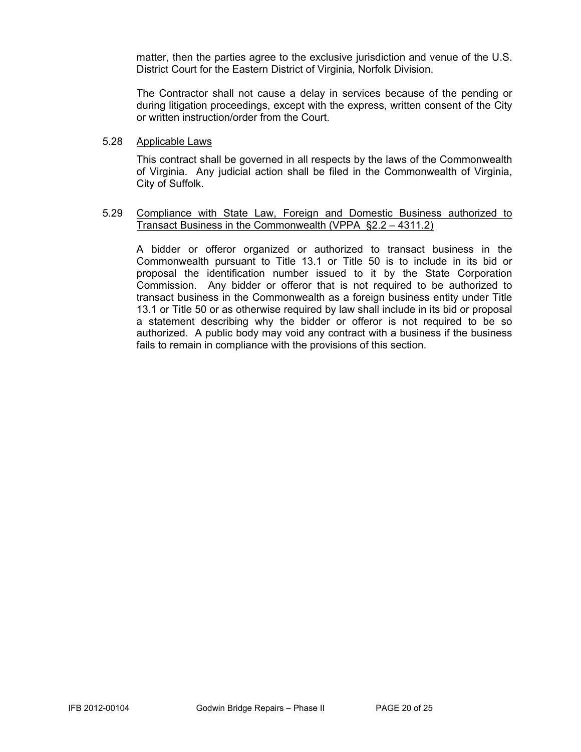matter, then the parties agree to the exclusive jurisdiction and venue of the U.S. District Court for the Eastern District of Virginia, Norfolk Division.

The Contractor shall not cause a delay in services because of the pending or during litigation proceedings, except with the express, written consent of the City or written instruction/order from the Court.

5.28 Applicable Laws

This contract shall be governed in all respects by the laws of the Commonwealth of Virginia. Any judicial action shall be filed in the Commonwealth of Virginia, City of Suffolk.

5.29 Compliance with State Law, Foreign and Domestic Business authorized to Transact Business in the Commonwealth (VPPA §2.2 – 4311.2)

A bidder or offeror organized or authorized to transact business in the Commonwealth pursuant to Title 13.1 or Title 50 is to include in its bid or proposal the identification number issued to it by the State Corporation Commission. Any bidder or offeror that is not required to be authorized to transact business in the Commonwealth as a foreign business entity under Title 13.1 or Title 50 or as otherwise required by law shall include in its bid or proposal a statement describing why the bidder or offeror is not required to be so authorized. A public body may void any contract with a business if the business fails to remain in compliance with the provisions of this section.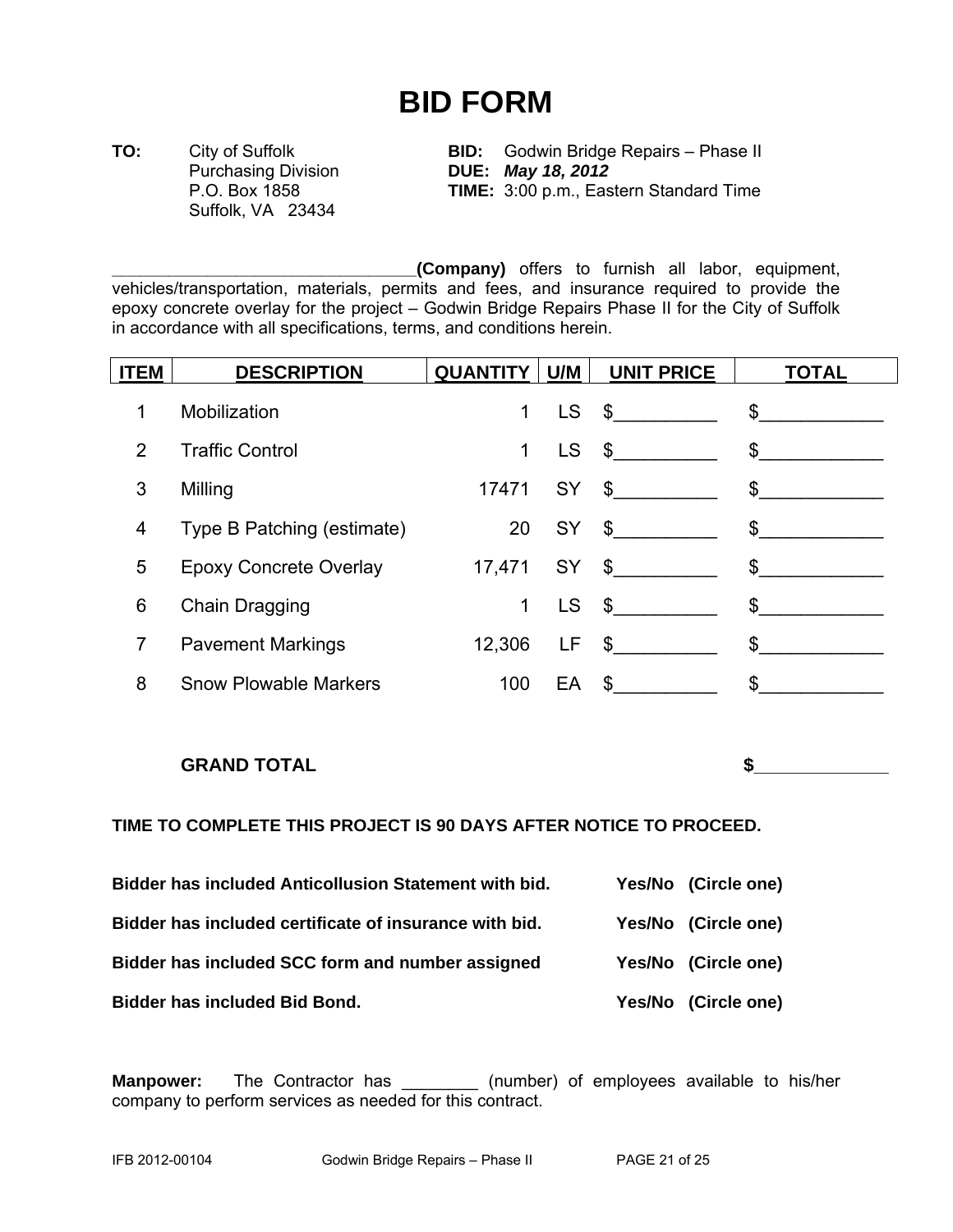# BID FORM

| | | | |
|---|---|---|---|
| **TO:** | City of Suffolk<br>Purchasing Division<br>P.O. Box 1858<br>Suffolk, VA 23434 | **BID:**<br>**DUE:**<br>**TIME:** | Godwin Bridge Repairs – Phase II<br>***May 18, 2012***<br>3:00 p.m., Eastern Standard Time |

________________________________**(Company)** offers to furnish all labor, equipment, vehicles/transportation, materials, permits and fees, and insurance required to provide the epoxy concrete overlay for the project – Godwin Bridge Repairs Phase II for the City of Suffolk in accordance with all specifications, terms, and conditions herein.

| ITEM | DESCRIPTION | QUANTITY | U/M | UNIT PRICE | TOTAL |
|---|---|---|---|---|---|
| 1 | Mobilization | 1 | LS | $__________ | $____________ |
| 2 | Traffic Control | 1 | LS | $__________ | $____________ |
| 3 | Milling | 17471 | SY | $__________ | $____________ |
| 4 | Type B Patching (estimate) | 20 | SY | $__________ | $____________ |
| 5 | Epoxy Concrete Overlay | 17,471 | SY | $__________ | $____________ |
| 6 | Chain Dragging | 1 | LS | $__________ | $____________ |
| 7 | Pavement Markings | 12,306 | LF | $__________ | $____________ |
| 8 | Snow Plowable Markers | 100 | EA | $__________ | $____________ |
| | **GRAND TOTAL** | | | | **$**______________ |

**TIME TO COMPLETE THIS PROJECT IS 90 DAYS AFTER NOTICE TO PROCEED.**

**Bidder has included Anticollusion Statement with bid.** **Yes/No (Circle one)**

**Bidder has included certificate of insurance with bid.** **Yes/No (Circle one)**

**Bidder has included SCC form and number assigned** **Yes/No (Circle one)**

**Bidder has included Bid Bond.** **Yes/No (Circle one)**

**Manpower:** The Contractor has ________ (number) of employees available to his/her company to perform services as needed for this contract.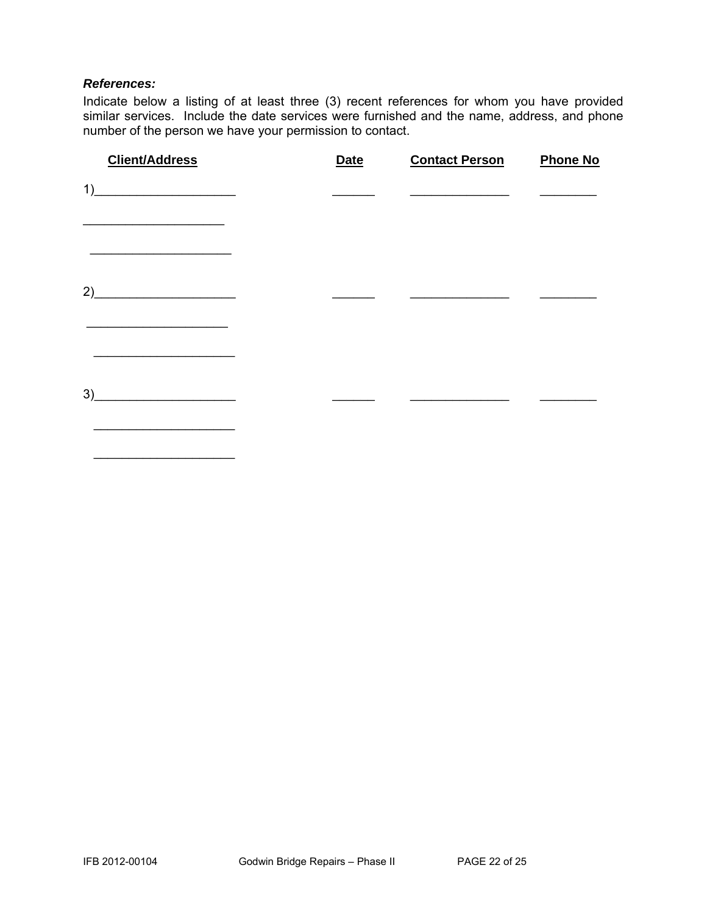***References:***

Indicate below a listing of at least three (3) recent references for whom you have provided similar services. Include the date services were furnished and the name, address, and phone number of the person we have your permission to contact.

| **Client/Address** | **Date** | **Contact Person** | **Phone No** |
|---|---|---|---|
| 1)____________________ | ______ | ______________ | ________ |
| ____________________ | | | |
| ____________________ | | | |
| 2)____________________ | ______ | ______________ | ________ |
| ____________________ | | | |
| ____________________ | | | |
| 3)____________________ | ______ | ______________ | ________ |
| ____________________ | | | |
| ____________________ | | | |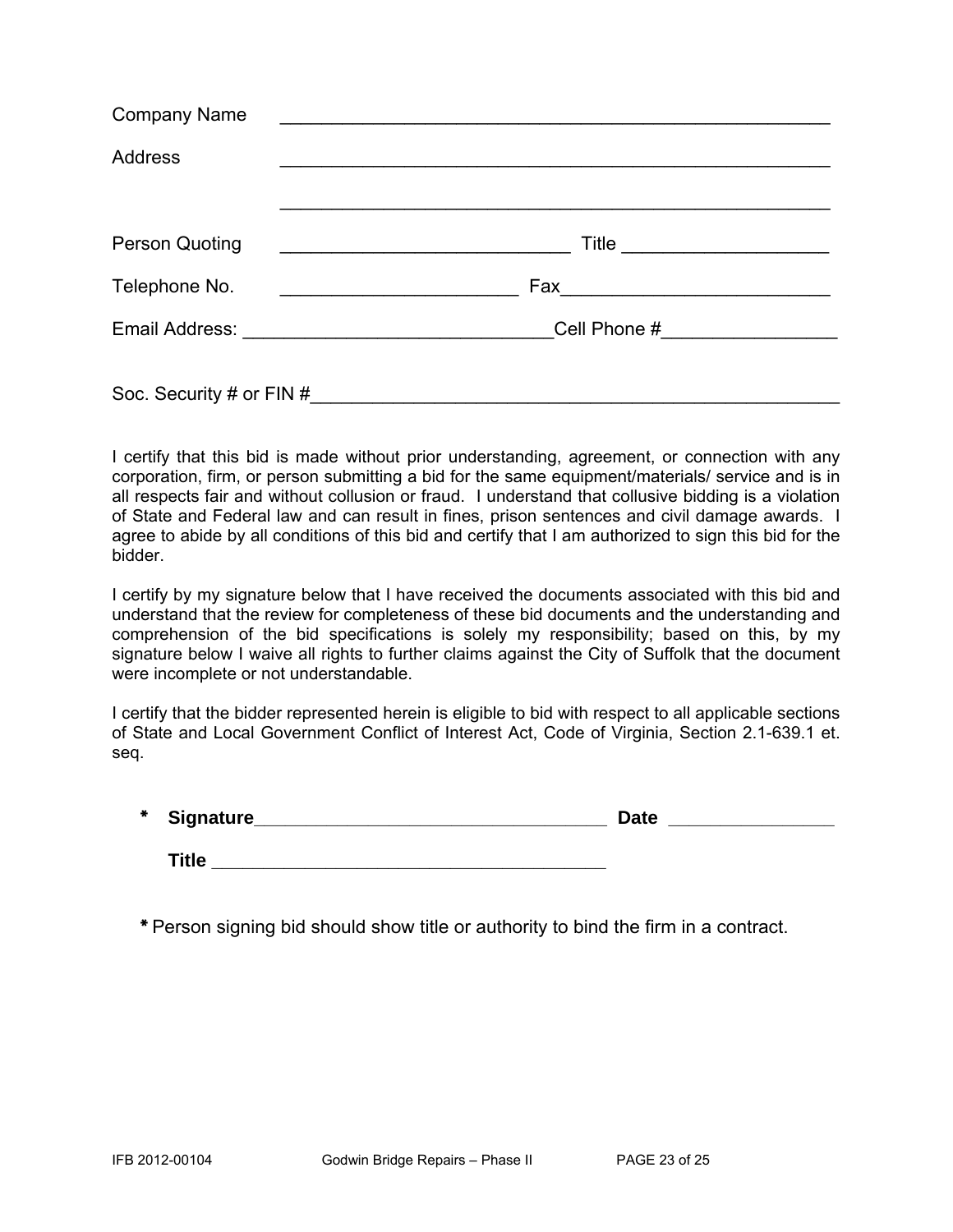Company Name ______________________________________________________

Address ______________________________________________________

______________________________________________________

Person Quoting ____________________________ Title ____________________

Telephone No. _______________________ Fax__________________________

Email Address: ______________________________Cell Phone #_________________

Soc. Security # or FIN #____________________________________________________

I certify that this bid is made without prior understanding, agreement, or connection with any corporation, firm, or person submitting a bid for the same equipment/materials/ service and is in all respects fair and without collusion or fraud. I understand that collusive bidding is a violation of State and Federal law and can result in fines, prison sentences and civil damage awards. I agree to abide by all conditions of this bid and certify that I am authorized to sign this bid for the bidder.

I certify by my signature below that I have received the documents associated with this bid and understand that the review for completeness of these bid documents and the understanding and comprehension of the bid specifications is solely my responsibility; based on this, by my signature below I waive all rights to further claims against the City of Suffolk that the document were incomplete or not understandable.

I certify that the bidder represented herein is eligible to bid with respect to all applicable sections of State and Local Government Conflict of Interest Act, Code of Virginia, Section 2.1-639.1 et. seq.

\* **Signature**__________________________________ **Date** ________________

**Title** ______________________________________

\* Person signing bid should show title or authority to bind the firm in a contract.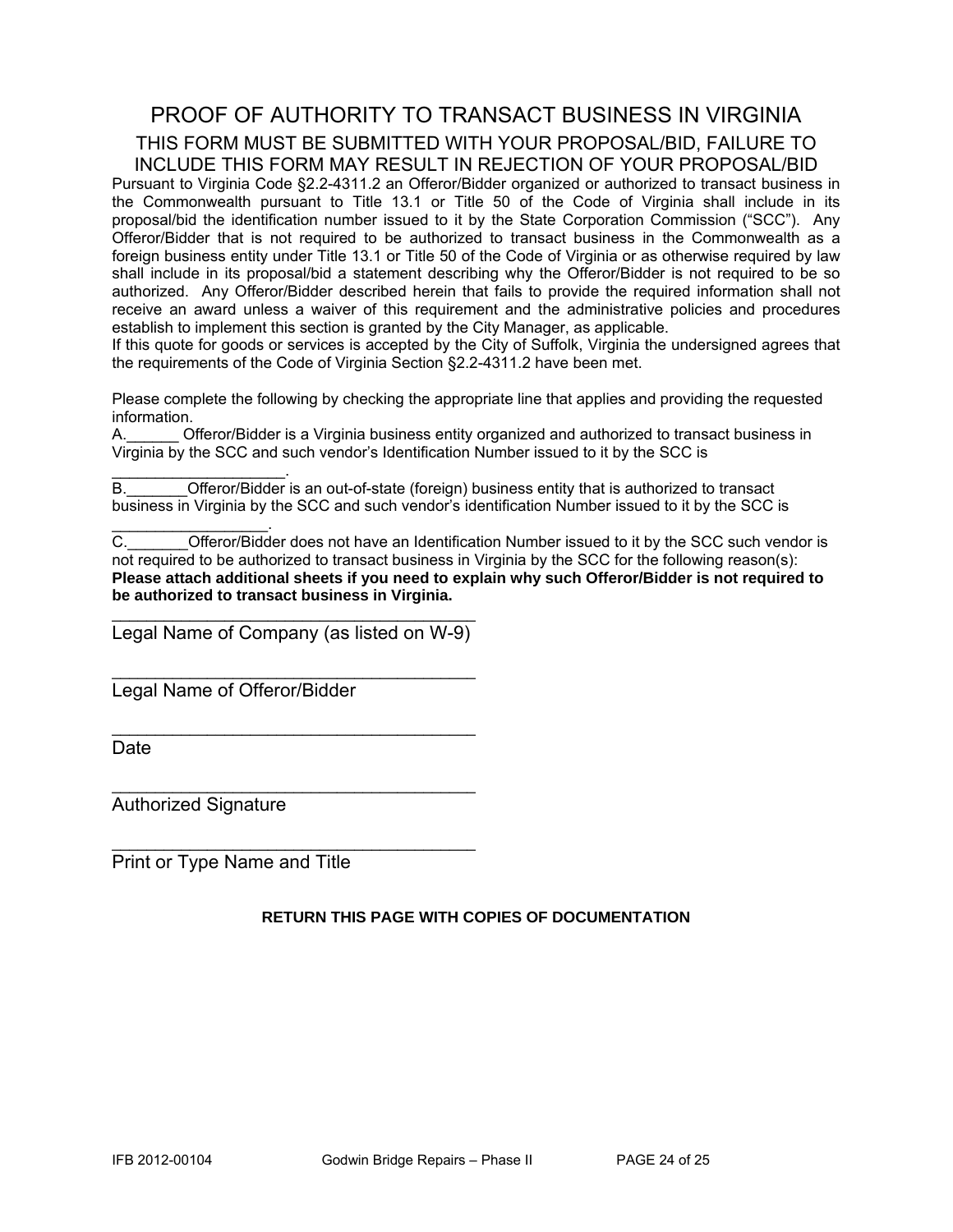# PROOF OF AUTHORITY TO TRANSACT BUSINESS IN VIRGINIA

## THIS FORM MUST BE SUBMITTED WITH YOUR PROPOSAL/BID, FAILURE TO INCLUDE THIS FORM MAY RESULT IN REJECTION OF YOUR PROPOSAL/BID

Pursuant to Virginia Code §2.2-4311.2 an Offeror/Bidder organized or authorized to transact business in the Commonwealth pursuant to Title 13.1 or Title 50 of the Code of Virginia shall include in its proposal/bid the identification number issued to it by the State Corporation Commission ("SCC"). Any Offeror/Bidder that is not required to be authorized to transact business in the Commonwealth as a foreign business entity under Title 13.1 or Title 50 of the Code of Virginia or as otherwise required by law shall include in its proposal/bid a statement describing why the Offeror/Bidder is not required to be so authorized. Any Offeror/Bidder described herein that fails to provide the required information shall not receive an award unless a waiver of this requirement and the administrative policies and procedures establish to implement this section is granted by the City Manager, as applicable.

If this quote for goods or services is accepted by the City of Suffolk, Virginia the undersigned agrees that the requirements of the Code of Virginia Section §2.2-4311.2 have been met.

Please complete the following by checking the appropriate line that applies and providing the requested information.

A.______ Offeror/Bidder is a Virginia business entity organized and authorized to transact business in Virginia by the SCC and such vendor's Identification Number issued to it by the SCC is ___________________.

B._______Offeror/Bidder is an out-of-state (foreign) business entity that is authorized to transact business in Virginia by the SCC and such vendor's identification Number issued to it by the SCC is _________________.

C._______Offeror/Bidder does not have an Identification Number issued to it by the SCC such vendor is not required to be authorized to transact business in Virginia by the SCC for the following reason(s):

**Please attach additional sheets if you need to explain why such Offeror/Bidder is not required to be authorized to transact business in Virginia.**

_____________________________________
Legal Name of Company (as listed on W-9)

_____________________________________
Legal Name of Offeror/Bidder

_____________________________________
Date

_____________________________________
Authorized Signature

_____________________________________
Print or Type Name and Title

**RETURN THIS PAGE WITH COPIES OF DOCUMENTATION**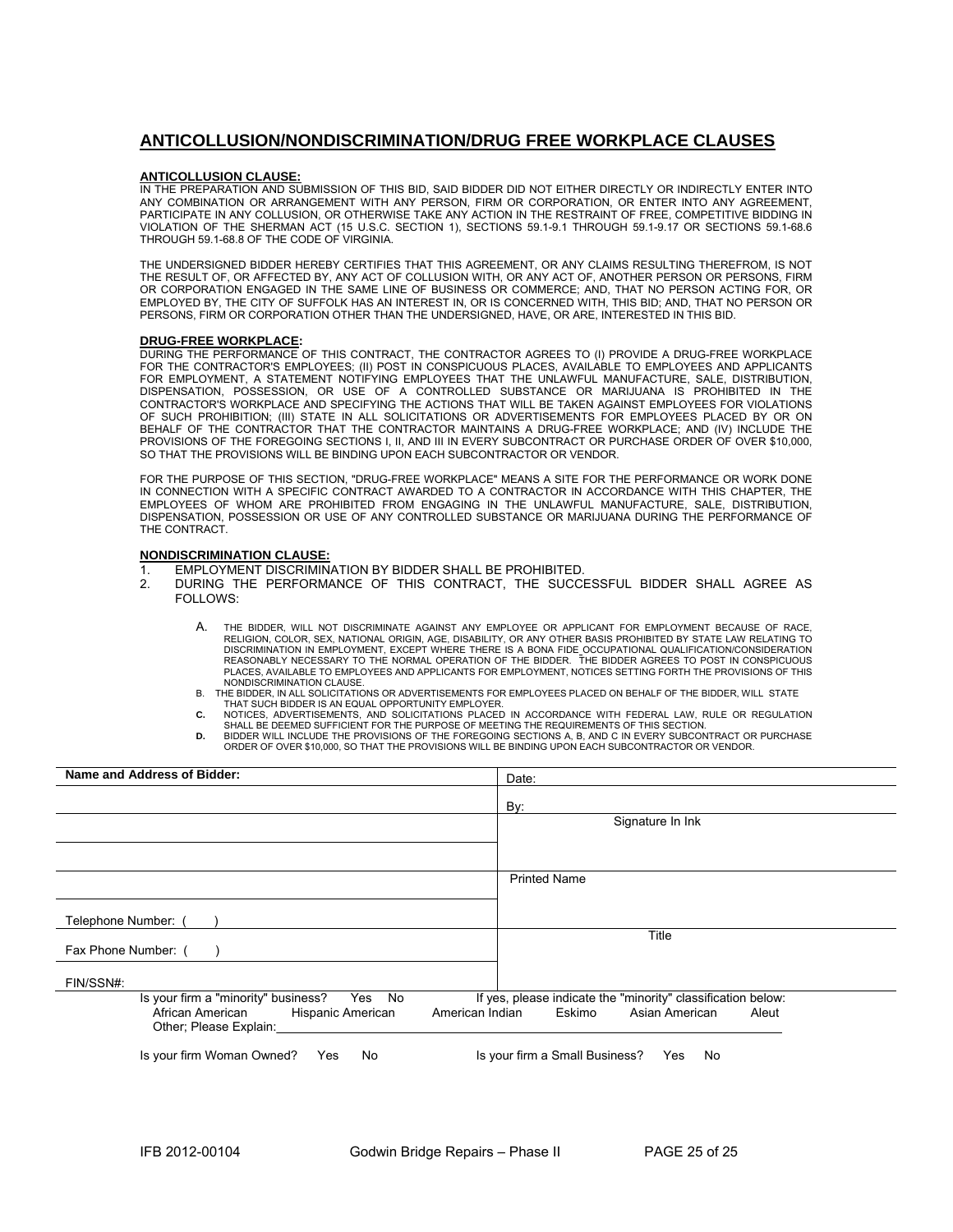## ANTICOLLUSION/NONDISCRIMINATION/DRUG FREE WORKPLACE CLAUSES

**ANTICOLLUSION CLAUSE:**

IN THE PREPARATION AND SUBMISSION OF THIS BID, SAID BIDDER DID NOT EITHER DIRECTLY OR INDIRECTLY ENTER INTO ANY COMBINATION OR ARRANGEMENT WITH ANY PERSON, FIRM OR CORPORATION, OR ENTER INTO ANY AGREEMENT, PARTICIPATE IN ANY COLLUSION, OR OTHERWISE TAKE ANY ACTION IN THE RESTRAINT OF FREE, COMPETITIVE BIDDING IN VIOLATION OF THE SHERMAN ACT (15 U.S.C. SECTION 1), SECTIONS 59.1-9.1 THROUGH 59.1-9.17 OR SECTIONS 59.1-68.6 THROUGH 59.1-68.8 OF THE CODE OF VIRGINIA.

THE UNDERSIGNED BIDDER HEREBY CERTIFIES THAT THIS AGREEMENT, OR ANY CLAIMS RESULTING THEREFROM, IS NOT THE RESULT OF, OR AFFECTED BY, ANY ACT OF COLLUSION WITH, OR ANY ACT OF, ANOTHER PERSON OR PERSONS, FIRM OR CORPORATION ENGAGED IN THE SAME LINE OF BUSINESS OR COMMERCE; AND, THAT NO PERSON ACTING FOR, OR EMPLOYED BY, THE CITY OF SUFFOLK HAS AN INTEREST IN, OR IS CONCERNED WITH, THIS BID; AND, THAT NO PERSON OR PERSONS, FIRM OR CORPORATION OTHER THAN THE UNDERSIGNED, HAVE, OR ARE, INTERESTED IN THIS BID.

**DRUG-FREE WORKPLACE:**

DURING THE PERFORMANCE OF THIS CONTRACT, THE CONTRACTOR AGREES TO (I) PROVIDE A DRUG-FREE WORKPLACE FOR THE CONTRACTOR'S EMPLOYEES; (II) POST IN CONSPICUOUS PLACES, AVAILABLE TO EMPLOYEES AND APPLICANTS FOR EMPLOYMENT, A STATEMENT NOTIFYING EMPLOYEES THAT THE UNLAWFUL MANUFACTURE, SALE, DISTRIBUTION, DISPENSATION, POSSESSION, OR USE OF A CONTROLLED SUBSTANCE OR MARIJUANA IS PROHIBITED IN THE CONTRACTOR'S WORKPLACE AND SPECIFYING THE ACTIONS THAT WILL BE TAKEN AGAINST EMPLOYEES FOR VIOLATIONS OF SUCH PROHIBITION; (III) STATE IN ALL SOLICITATIONS OR ADVERTISEMENTS FOR EMPLOYEES PLACED BY OR ON BEHALF OF THE CONTRACTOR THAT THE CONTRACTOR MAINTAINS A DRUG-FREE WORKPLACE; AND (IV) INCLUDE THE PROVISIONS OF THE FOREGOING SECTIONS I, II, AND III IN EVERY SUBCONTRACT OR PURCHASE ORDER OF OVER $10,000, SO THAT THE PROVISIONS WILL BE BINDING UPON EACH SUBCONTRACTOR OR VENDOR.

FOR THE PURPOSE OF THIS SECTION, "DRUG-FREE WORKPLACE" MEANS A SITE FOR THE PERFORMANCE OR WORK DONE IN CONNECTION WITH A SPECIFIC CONTRACT AWARDED TO A CONTRACTOR IN ACCORDANCE WITH THIS CHAPTER, THE EMPLOYEES OF WHOM ARE PROHIBITED FROM ENGAGING IN THE UNLAWFUL MANUFACTURE, SALE, DISTRIBUTION, DISPENSATION, POSSESSION OR USE OF ANY CONTROLLED SUBSTANCE OR MARIJUANA DURING THE PERFORMANCE OF THE CONTRACT.

**NONDISCRIMINATION CLAUSE:**

1. EMPLOYMENT DISCRIMINATION BY BIDDER SHALL BE PROHIBITED.
2. DURING THE PERFORMANCE OF THIS CONTRACT, THE SUCCESSFUL BIDDER SHALL AGREE AS FOLLOWS:

   A. THE BIDDER, WILL NOT DISCRIMINATE AGAINST ANY EMPLOYEE OR APPLICANT FOR EMPLOYMENT BECAUSE OF RACE, RELIGION, COLOR, SEX, NATIONAL ORIGIN, AGE, DISABILITY, OR ANY OTHER BASIS PROHIBITED BY STATE LAW RELATING TO DISCRIMINATION IN EMPLOYMENT, EXCEPT WHERE THERE IS A BONA FIDE OCCUPATIONAL QUALIFICATION/CONSIDERATION REASONABLY NECESSARY TO THE NORMAL OPERATION OF THE BIDDER. THE BIDDER AGREES TO POST IN CONSPICUOUS PLACES, AVAILABLE TO EMPLOYEES AND APPLICANTS FOR EMPLOYMENT, NOTICES SETTING FORTH THE PROVISIONS OF THIS NONDISCRIMINATION CLAUSE.

   B. THE BIDDER, IN ALL SOLICITATIONS OR ADVERTISEMENTS FOR EMPLOYEES PLACED ON BEHALF OF THE BIDDER, WILL STATE THAT SUCH BIDDER IS AN EQUAL OPPORTUNITY EMPLOYER.

   C. NOTICES, ADVERTISEMENTS, AND SOLICITATIONS PLACED IN ACCORDANCE WITH FEDERAL LAW, RULE OR REGULATION SHALL BE DEEMED SUFFICIENT FOR THE PURPOSE OF MEETING THE REQUIREMENTS OF THIS SECTION.

   D. BIDDER WILL INCLUDE THE PROVISIONS OF THE FOREGOING SECTIONS A, B, AND C IN EVERY SUBCONTRACT OR PURCHASE ORDER OF OVER $10,000, SO THAT THE PROVISIONS WILL BE BINDING UPON EACH SUBCONTRACTOR OR VENDOR.

| **Name and Address of Bidder:** | Date: |
|---|---|
| | By: |
| | Signature In Ink |
| | |
| | Printed Name |
| Telephone Number: ( ) | |
| Fax Phone Number: ( ) | Title |
| FIN/SSN#: | |

Is your firm a "minority" business? Yes No

If yes, please indicate the "minority" classification below:

African American Hispanic American American Indian Eskimo Asian American Aleut

Other; Please Explain: \_\_\_\_\_\_\_\_\_\_\_\_\_\_\_\_\_\_\_\_

Is your firm Woman Owned? Yes No

Is your firm a Small Business? Yes No